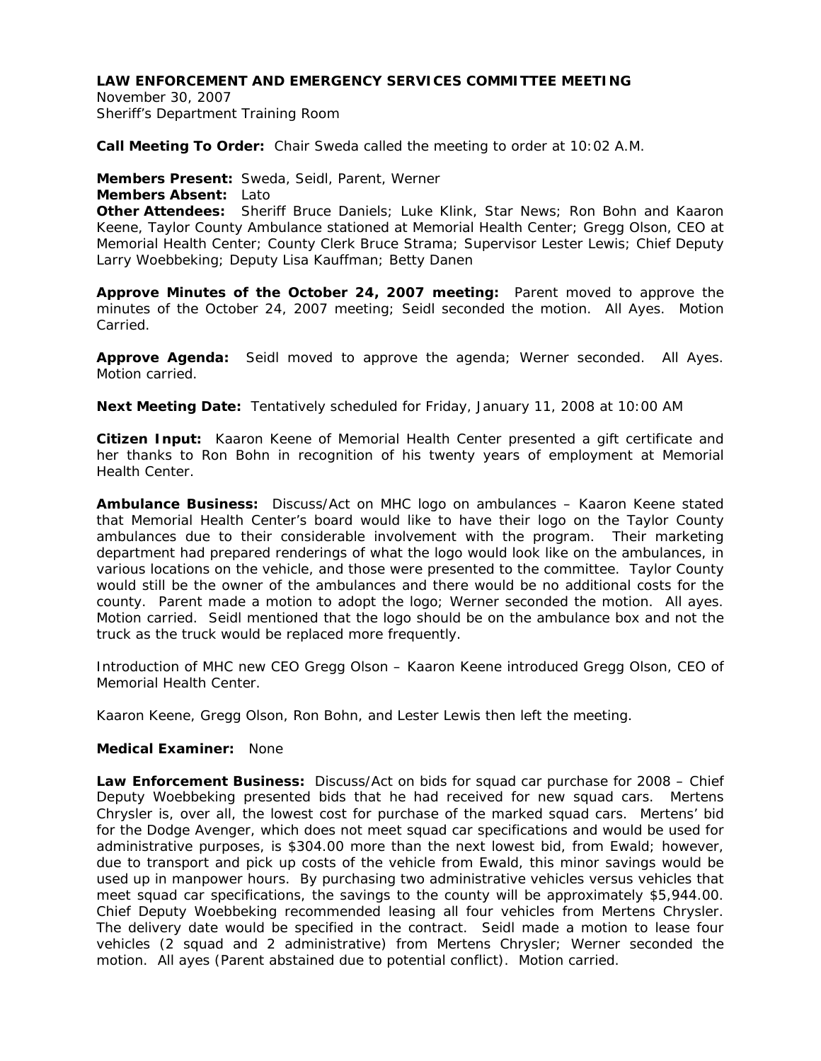# LAW ENFORCEMENT AND EMERGENCY SERVICES COMMITTEE MEETING

November 30, 2007
Sheriff's Department Training Room

**Call Meeting To Order:** Chair Sweda called the meeting to order at 10:02 A.M.

**Members Present:** Sweda, Seidl, Parent, Werner
**Members Absent:** Lato
**Other Attendees:** Sheriff Bruce Daniels; Luke Klink, Star News; Ron Bohn and Kaaron Keene, Taylor County Ambulance stationed at Memorial Health Center; Gregg Olson, CEO at Memorial Health Center; County Clerk Bruce Strama; Supervisor Lester Lewis; Chief Deputy Larry Woebbeking; Deputy Lisa Kauffman; Betty Danen

**Approve Minutes of the October 24, 2007 meeting:** Parent moved to approve the minutes of the October 24, 2007 meeting; Seidl seconded the motion. All Ayes. Motion Carried.

**Approve Agenda:** Seidl moved to approve the agenda; Werner seconded. All Ayes. Motion carried.

**Next Meeting Date:** Tentatively scheduled for Friday, January 11, 2008 at 10:00 AM

**Citizen Input:** Kaaron Keene of Memorial Health Center presented a gift certificate and her thanks to Ron Bohn in recognition of his twenty years of employment at Memorial Health Center.

**Ambulance Business:** Discuss/Act on MHC logo on ambulances – Kaaron Keene stated that Memorial Health Center's board would like to have their logo on the Taylor County ambulances due to their considerable involvement with the program. Their marketing department had prepared renderings of what the logo would look like on the ambulances, in various locations on the vehicle, and those were presented to the committee. Taylor County would still be the owner of the ambulances and there would be no additional costs for the county. Parent made a motion to adopt the logo; Werner seconded the motion. All ayes. Motion carried. Seidl mentioned that the logo should be on the ambulance box and not the truck as the truck would be replaced more frequently.

Introduction of MHC new CEO Gregg Olson – Kaaron Keene introduced Gregg Olson, CEO of Memorial Health Center.

Kaaron Keene, Gregg Olson, Ron Bohn, and Lester Lewis then left the meeting.

**Medical Examiner:** None

**Law Enforcement Business:** Discuss/Act on bids for squad car purchase for 2008 – Chief Deputy Woebbeking presented bids that he had received for new squad cars. Mertens Chrysler is, over all, the lowest cost for purchase of the marked squad cars. Mertens' bid for the Dodge Avenger, which does not meet squad car specifications and would be used for administrative purposes, is $304.00 more than the next lowest bid, from Ewald; however, due to transport and pick up costs of the vehicle from Ewald, this minor savings would be used up in manpower hours. By purchasing two administrative vehicles versus vehicles that meet squad car specifications, the savings to the county will be approximately $5,944.00. Chief Deputy Woebbeking recommended leasing all four vehicles from Mertens Chrysler. The delivery date would be specified in the contract. Seidl made a motion to lease four vehicles (2 squad and 2 administrative) from Mertens Chrysler; Werner seconded the motion. All ayes (Parent abstained due to potential conflict). Motion carried.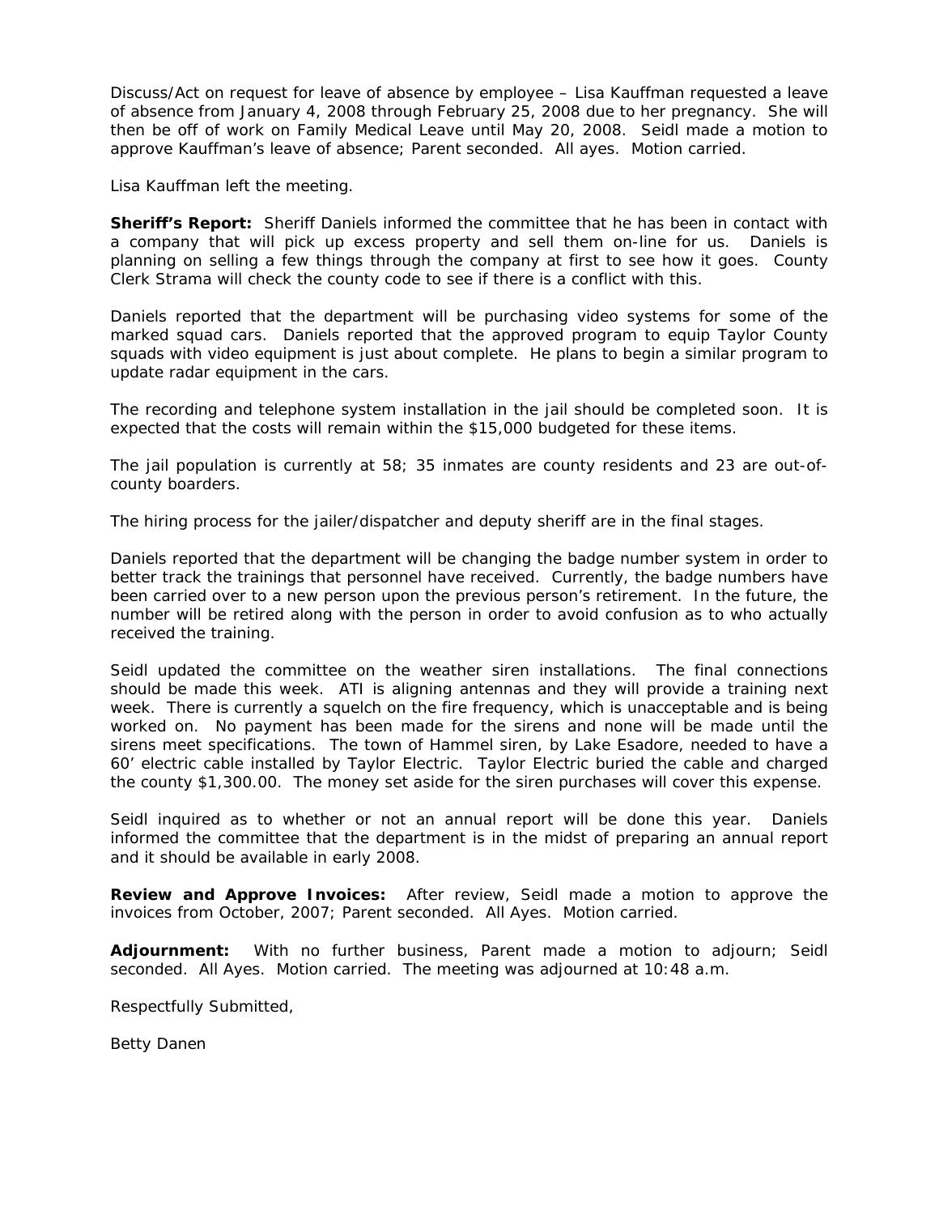Discuss/Act on request for leave of absence by employee – Lisa Kauffman requested a leave of absence from January 4, 2008 through February 25, 2008 due to her pregnancy. She will then be off of work on Family Medical Leave until May 20, 2008. Seidl made a motion to approve Kauffman's leave of absence; Parent seconded. All ayes. Motion carried.

Lisa Kauffman left the meeting.

**Sheriff's Report:** Sheriff Daniels informed the committee that he has been in contact with a company that will pick up excess property and sell them on-line for us. Daniels is planning on selling a few things through the company at first to see how it goes. County Clerk Strama will check the county code to see if there is a conflict with this.

Daniels reported that the department will be purchasing video systems for some of the marked squad cars. Daniels reported that the approved program to equip Taylor County squads with video equipment is just about complete. He plans to begin a similar program to update radar equipment in the cars.

The recording and telephone system installation in the jail should be completed soon. It is expected that the costs will remain within the $15,000 budgeted for these items.

The jail population is currently at 58; 35 inmates are county residents and 23 are out-of-county boarders.

The hiring process for the jailer/dispatcher and deputy sheriff are in the final stages.

Daniels reported that the department will be changing the badge number system in order to better track the trainings that personnel have received. Currently, the badge numbers have been carried over to a new person upon the previous person's retirement. In the future, the number will be retired along with the person in order to avoid confusion as to who actually received the training.

Seidl updated the committee on the weather siren installations. The final connections should be made this week. ATI is aligning antennas and they will provide a training next week. There is currently a squelch on the fire frequency, which is unacceptable and is being worked on. No payment has been made for the sirens and none will be made until the sirens meet specifications. The town of Hammel siren, by Lake Esadore, needed to have a 60' electric cable installed by Taylor Electric. Taylor Electric buried the cable and charged the county $1,300.00. The money set aside for the siren purchases will cover this expense.

Seidl inquired as to whether or not an annual report will be done this year. Daniels informed the committee that the department is in the midst of preparing an annual report and it should be available in early 2008.

**Review and Approve Invoices:** After review, Seidl made a motion to approve the invoices from October, 2007; Parent seconded. All Ayes. Motion carried.

**Adjournment:** With no further business, Parent made a motion to adjourn; Seidl seconded. All Ayes. Motion carried. The meeting was adjourned at 10:48 a.m.

Respectfully Submitted,

Betty Danen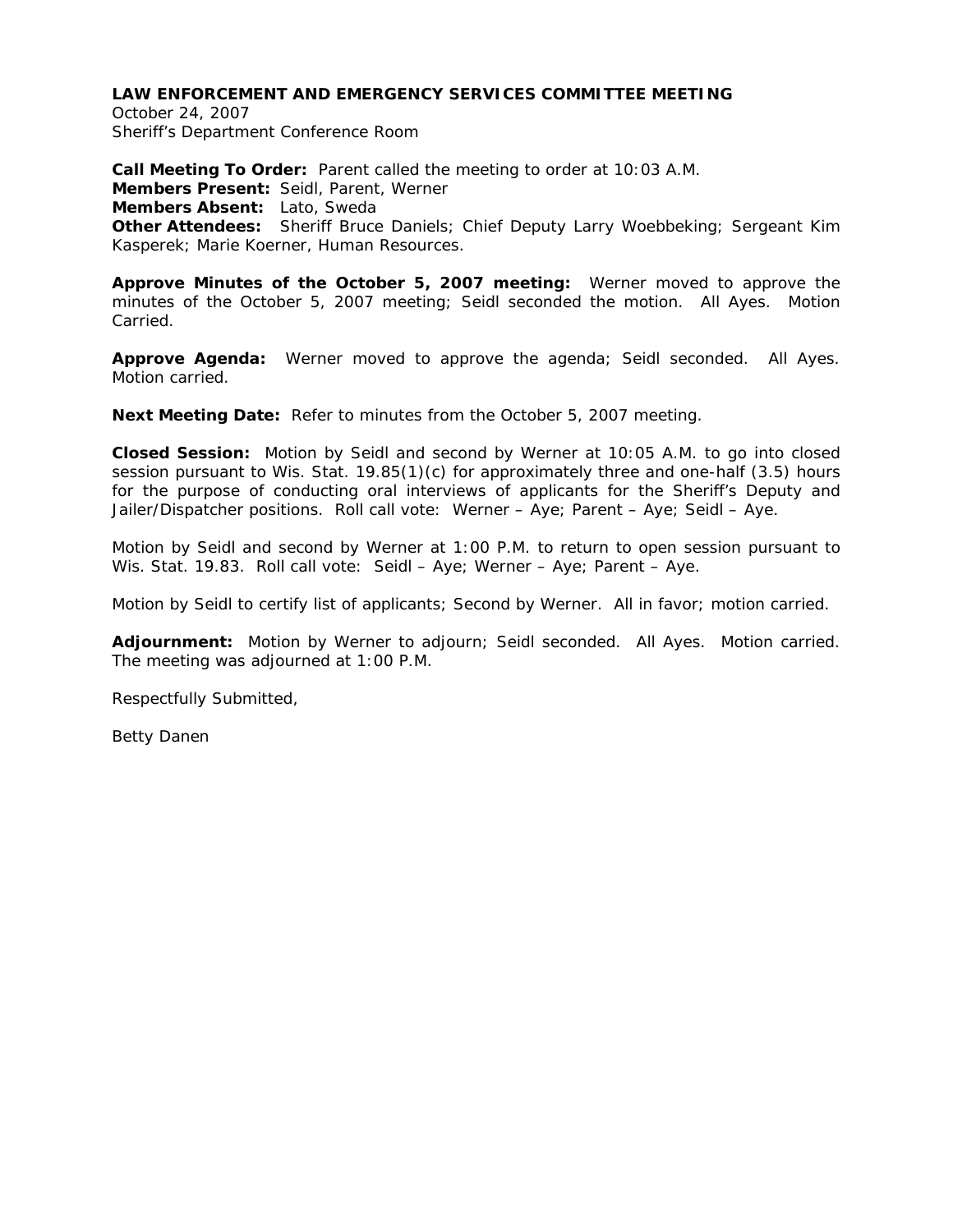**LAW ENFORCEMENT AND EMERGENCY SERVICES COMMITTEE MEETING**
October 24, 2007
Sheriff's Department Conference Room

**Call Meeting To Order:** Parent called the meeting to order at 10:03 A.M.
**Members Present:** Seidl, Parent, Werner
**Members Absent:** Lato, Sweda
**Other Attendees:** Sheriff Bruce Daniels; Chief Deputy Larry Woebbeking; Sergeant Kim Kasperek; Marie Koerner, Human Resources.

**Approve Minutes of the October 5, 2007 meeting:** Werner moved to approve the minutes of the October 5, 2007 meeting; Seidl seconded the motion. All Ayes. Motion Carried.

**Approve Agenda:** Werner moved to approve the agenda; Seidl seconded. All Ayes. Motion carried.

**Next Meeting Date:** Refer to minutes from the October 5, 2007 meeting.

**Closed Session:** Motion by Seidl and second by Werner at 10:05 A.M. to go into closed session pursuant to Wis. Stat. 19.85(1)(c) for approximately three and one-half (3.5) hours for the purpose of conducting oral interviews of applicants for the Sheriff's Deputy and Jailer/Dispatcher positions. Roll call vote: Werner – Aye; Parent – Aye; Seidl – Aye.

Motion by Seidl and second by Werner at 1:00 P.M. to return to open session pursuant to Wis. Stat. 19.83. Roll call vote: Seidl – Aye; Werner – Aye; Parent – Aye.

Motion by Seidl to certify list of applicants; Second by Werner. All in favor; motion carried.

**Adjournment:** Motion by Werner to adjourn; Seidl seconded. All Ayes. Motion carried. The meeting was adjourned at 1:00 P.M.

Respectfully Submitted,

Betty Danen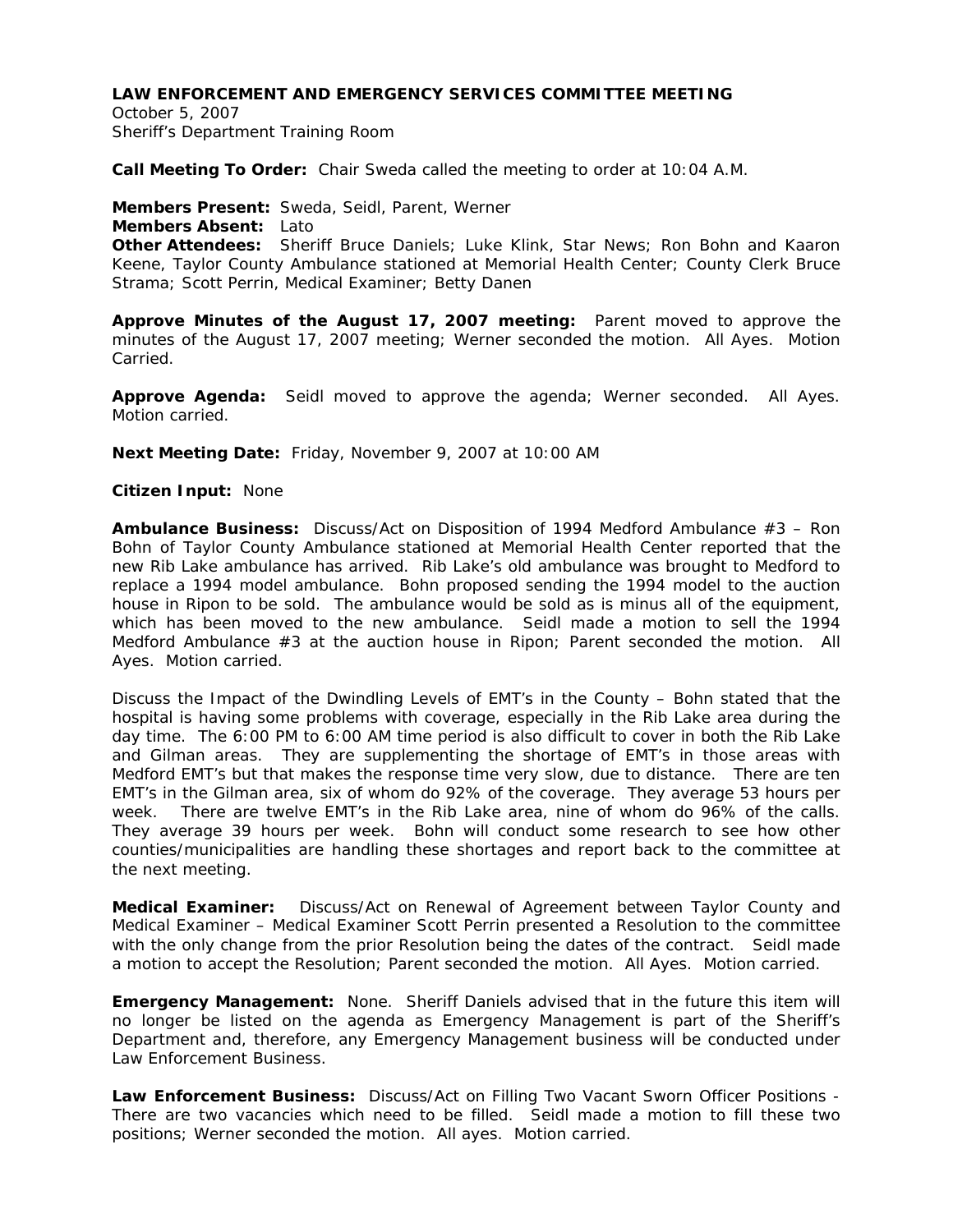**LAW ENFORCEMENT AND EMERGENCY SERVICES COMMITTEE MEETING**
October 5, 2007
Sheriff's Department Training Room

**Call Meeting To Order:** Chair Sweda called the meeting to order at 10:04 A.M.

**Members Present:** Sweda, Seidl, Parent, Werner
**Members Absent:** Lato
**Other Attendees:** Sheriff Bruce Daniels; Luke Klink, Star News; Ron Bohn and Kaaron Keene, Taylor County Ambulance stationed at Memorial Health Center; County Clerk Bruce Strama; Scott Perrin, Medical Examiner; Betty Danen

**Approve Minutes of the August 17, 2007 meeting:** Parent moved to approve the minutes of the August 17, 2007 meeting; Werner seconded the motion. All Ayes. Motion Carried.

**Approve Agenda:** Seidl moved to approve the agenda; Werner seconded. All Ayes. Motion carried.

**Next Meeting Date:** Friday, November 9, 2007 at 10:00 AM

**Citizen Input:** None

**Ambulance Business:** Discuss/Act on Disposition of 1994 Medford Ambulance #3 – Ron Bohn of Taylor County Ambulance stationed at Memorial Health Center reported that the new Rib Lake ambulance has arrived. Rib Lake's old ambulance was brought to Medford to replace a 1994 model ambulance. Bohn proposed sending the 1994 model to the auction house in Ripon to be sold. The ambulance would be sold as is minus all of the equipment, which has been moved to the new ambulance. Seidl made a motion to sell the 1994 Medford Ambulance #3 at the auction house in Ripon; Parent seconded the motion. All Ayes. Motion carried.

Discuss the Impact of the Dwindling Levels of EMT's in the County – Bohn stated that the hospital is having some problems with coverage, especially in the Rib Lake area during the day time. The 6:00 PM to 6:00 AM time period is also difficult to cover in both the Rib Lake and Gilman areas. They are supplementing the shortage of EMT's in those areas with Medford EMT's but that makes the response time very slow, due to distance. There are ten EMT's in the Gilman area, six of whom do 92% of the coverage. They average 53 hours per week. There are twelve EMT's in the Rib Lake area, nine of whom do 96% of the calls. They average 39 hours per week. Bohn will conduct some research to see how other counties/municipalities are handling these shortages and report back to the committee at the next meeting.

**Medical Examiner:** Discuss/Act on Renewal of Agreement between Taylor County and Medical Examiner – Medical Examiner Scott Perrin presented a Resolution to the committee with the only change from the prior Resolution being the dates of the contract. Seidl made a motion to accept the Resolution; Parent seconded the motion. All Ayes. Motion carried.

**Emergency Management:** None. Sheriff Daniels advised that in the future this item will no longer be listed on the agenda as Emergency Management is part of the Sheriff's Department and, therefore, any Emergency Management business will be conducted under Law Enforcement Business.

**Law Enforcement Business:** Discuss/Act on Filling Two Vacant Sworn Officer Positions - There are two vacancies which need to be filled. Seidl made a motion to fill these two positions; Werner seconded the motion. All ayes. Motion carried.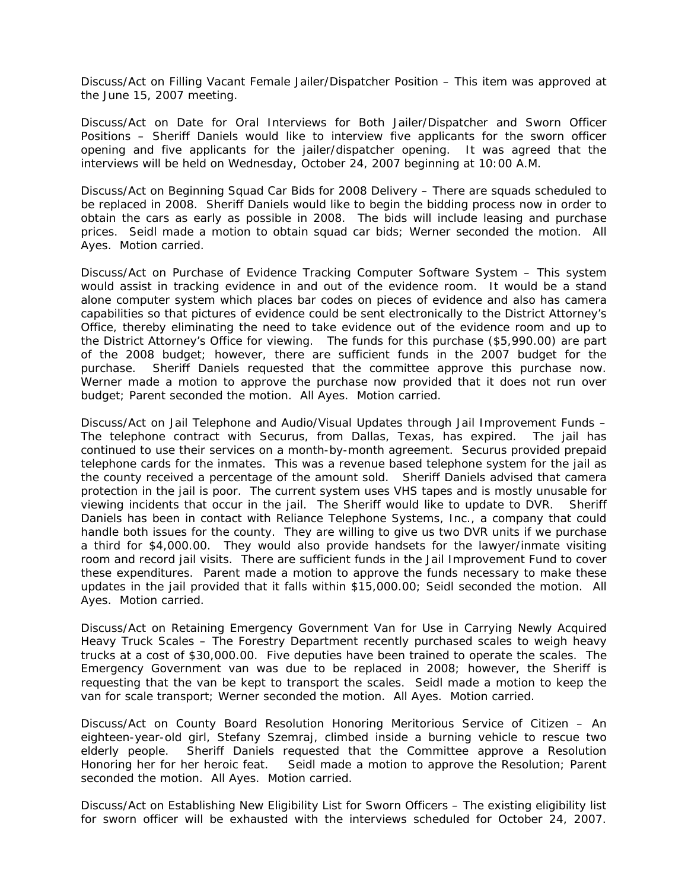Discuss/Act on Filling Vacant Female Jailer/Dispatcher Position – This item was approved at the June 15, 2007 meeting.

Discuss/Act on Date for Oral Interviews for Both Jailer/Dispatcher and Sworn Officer Positions – Sheriff Daniels would like to interview five applicants for the sworn officer opening and five applicants for the jailer/dispatcher opening. It was agreed that the interviews will be held on Wednesday, October 24, 2007 beginning at 10:00 A.M.

Discuss/Act on Beginning Squad Car Bids for 2008 Delivery – There are squads scheduled to be replaced in 2008. Sheriff Daniels would like to begin the bidding process now in order to obtain the cars as early as possible in 2008. The bids will include leasing and purchase prices. Seidl made a motion to obtain squad car bids; Werner seconded the motion. All Ayes. Motion carried.

Discuss/Act on Purchase of Evidence Tracking Computer Software System – This system would assist in tracking evidence in and out of the evidence room. It would be a stand alone computer system which places bar codes on pieces of evidence and also has camera capabilities so that pictures of evidence could be sent electronically to the District Attorney's Office, thereby eliminating the need to take evidence out of the evidence room and up to the District Attorney's Office for viewing. The funds for this purchase ($5,990.00) are part of the 2008 budget; however, there are sufficient funds in the 2007 budget for the purchase. Sheriff Daniels requested that the committee approve this purchase now. Werner made a motion to approve the purchase now provided that it does not run over budget; Parent seconded the motion. All Ayes. Motion carried.

Discuss/Act on Jail Telephone and Audio/Visual Updates through Jail Improvement Funds – The telephone contract with Securus, from Dallas, Texas, has expired. The jail has continued to use their services on a month-by-month agreement. Securus provided prepaid telephone cards for the inmates. This was a revenue based telephone system for the jail as the county received a percentage of the amount sold. Sheriff Daniels advised that camera protection in the jail is poor. The current system uses VHS tapes and is mostly unusable for viewing incidents that occur in the jail. The Sheriff would like to update to DVR. Sheriff Daniels has been in contact with Reliance Telephone Systems, Inc., a company that could handle both issues for the county. They are willing to give us two DVR units if we purchase a third for $4,000.00. They would also provide handsets for the lawyer/inmate visiting room and record jail visits. There are sufficient funds in the Jail Improvement Fund to cover these expenditures. Parent made a motion to approve the funds necessary to make these updates in the jail provided that it falls within $15,000.00; Seidl seconded the motion. All Ayes. Motion carried.

Discuss/Act on Retaining Emergency Government Van for Use in Carrying Newly Acquired Heavy Truck Scales – The Forestry Department recently purchased scales to weigh heavy trucks at a cost of $30,000.00. Five deputies have been trained to operate the scales. The Emergency Government van was due to be replaced in 2008; however, the Sheriff is requesting that the van be kept to transport the scales. Seidl made a motion to keep the van for scale transport; Werner seconded the motion. All Ayes. Motion carried.

Discuss/Act on County Board Resolution Honoring Meritorious Service of Citizen – An eighteen-year-old girl, Stefany Szemraj, climbed inside a burning vehicle to rescue two elderly people. Sheriff Daniels requested that the Committee approve a Resolution Honoring her for her heroic feat. Seidl made a motion to approve the Resolution; Parent seconded the motion. All Ayes. Motion carried.

Discuss/Act on Establishing New Eligibility List for Sworn Officers – The existing eligibility list for sworn officer will be exhausted with the interviews scheduled for October 24, 2007.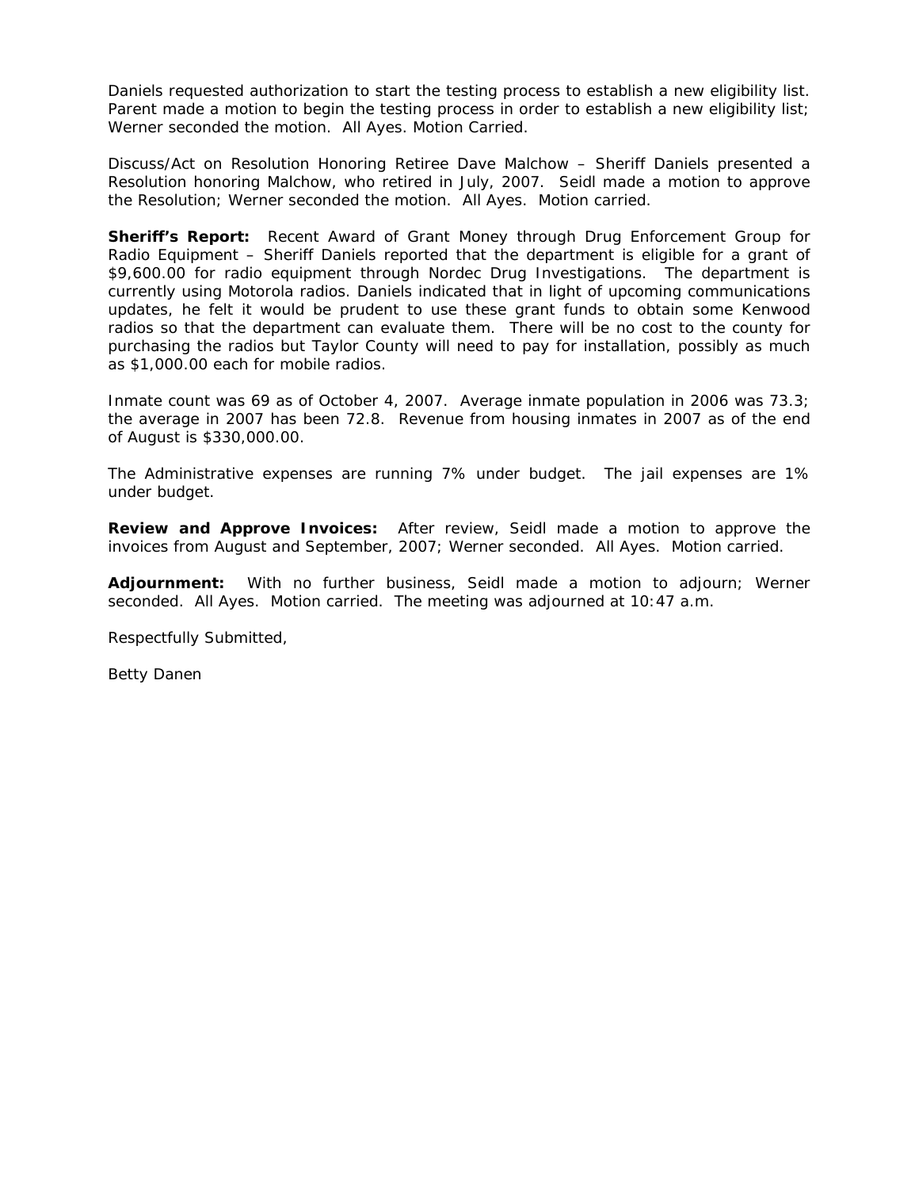Daniels requested authorization to start the testing process to establish a new eligibility list. Parent made a motion to begin the testing process in order to establish a new eligibility list; Werner seconded the motion. All Ayes. Motion Carried.

Discuss/Act on Resolution Honoring Retiree Dave Malchow – Sheriff Daniels presented a Resolution honoring Malchow, who retired in July, 2007. Seidl made a motion to approve the Resolution; Werner seconded the motion. All Ayes. Motion carried.

**Sheriff's Report:** Recent Award of Grant Money through Drug Enforcement Group for Radio Equipment – Sheriff Daniels reported that the department is eligible for a grant of $9,600.00 for radio equipment through Nordec Drug Investigations. The department is currently using Motorola radios. Daniels indicated that in light of upcoming communications updates, he felt it would be prudent to use these grant funds to obtain some Kenwood radios so that the department can evaluate them. There will be no cost to the county for purchasing the radios but Taylor County will need to pay for installation, possibly as much as $1,000.00 each for mobile radios.

Inmate count was 69 as of October 4, 2007. Average inmate population in 2006 was 73.3; the average in 2007 has been 72.8. Revenue from housing inmates in 2007 as of the end of August is $330,000.00.

The Administrative expenses are running 7% under budget. The jail expenses are 1% under budget.

**Review and Approve Invoices:** After review, Seidl made a motion to approve the invoices from August and September, 2007; Werner seconded. All Ayes. Motion carried.

**Adjournment:** With no further business, Seidl made a motion to adjourn; Werner seconded. All Ayes. Motion carried. The meeting was adjourned at 10:47 a.m.

Respectfully Submitted,

Betty Danen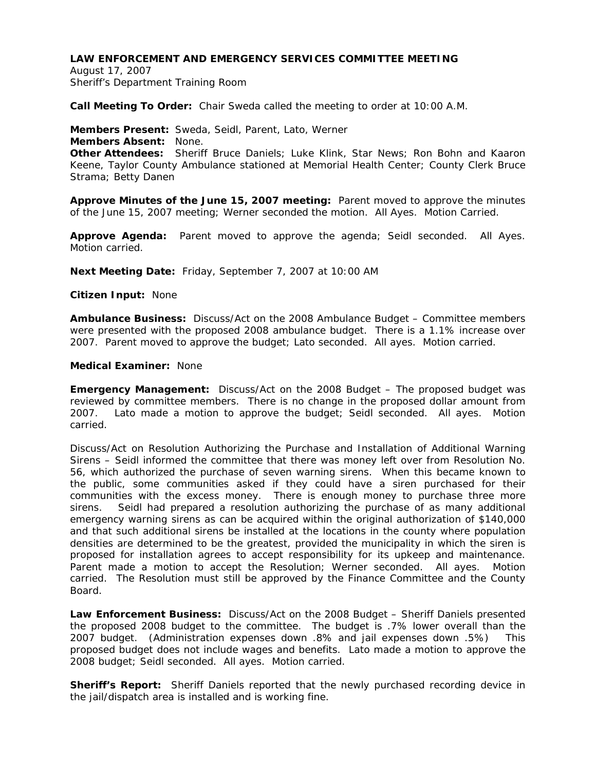**LAW ENFORCEMENT AND EMERGENCY SERVICES COMMITTEE MEETING**
August 17, 2007
Sheriff's Department Training Room

**Call Meeting To Order:** Chair Sweda called the meeting to order at 10:00 A.M.

**Members Present:** Sweda, Seidl, Parent, Lato, Werner
**Members Absent:** None.
**Other Attendees:** Sheriff Bruce Daniels; Luke Klink, Star News; Ron Bohn and Kaaron Keene, Taylor County Ambulance stationed at Memorial Health Center; County Clerk Bruce Strama; Betty Danen

**Approve Minutes of the June 15, 2007 meeting:** Parent moved to approve the minutes of the June 15, 2007 meeting; Werner seconded the motion. All Ayes. Motion Carried.

**Approve Agenda:** Parent moved to approve the agenda; Seidl seconded. All Ayes. Motion carried.

**Next Meeting Date:** Friday, September 7, 2007 at 10:00 AM

**Citizen Input:** None

**Ambulance Business:** Discuss/Act on the 2008 Ambulance Budget – Committee members were presented with the proposed 2008 ambulance budget. There is a 1.1% increase over 2007. Parent moved to approve the budget; Lato seconded. All ayes. Motion carried.

**Medical Examiner:** None

**Emergency Management:** Discuss/Act on the 2008 Budget – The proposed budget was reviewed by committee members. There is no change in the proposed dollar amount from 2007. Lato made a motion to approve the budget; Seidl seconded. All ayes. Motion carried.

Discuss/Act on Resolution Authorizing the Purchase and Installation of Additional Warning Sirens – Seidl informed the committee that there was money left over from Resolution No. 56, which authorized the purchase of seven warning sirens. When this became known to the public, some communities asked if they could have a siren purchased for their communities with the excess money. There is enough money to purchase three more sirens. Seidl had prepared a resolution authorizing the purchase of as many additional emergency warning sirens as can be acquired within the original authorization of $140,000 and that such additional sirens be installed at the locations in the county where population densities are determined to be the greatest, provided the municipality in which the siren is proposed for installation agrees to accept responsibility for its upkeep and maintenance. Parent made a motion to accept the Resolution; Werner seconded. All ayes. Motion carried. The Resolution must still be approved by the Finance Committee and the County Board.

**Law Enforcement Business:** Discuss/Act on the 2008 Budget – Sheriff Daniels presented the proposed 2008 budget to the committee. The budget is .7% lower overall than the 2007 budget. (Administration expenses down .8% and jail expenses down .5%) This proposed budget does not include wages and benefits. Lato made a motion to approve the 2008 budget; Seidl seconded. All ayes. Motion carried.

**Sheriff's Report:** Sheriff Daniels reported that the newly purchased recording device in the jail/dispatch area is installed and is working fine.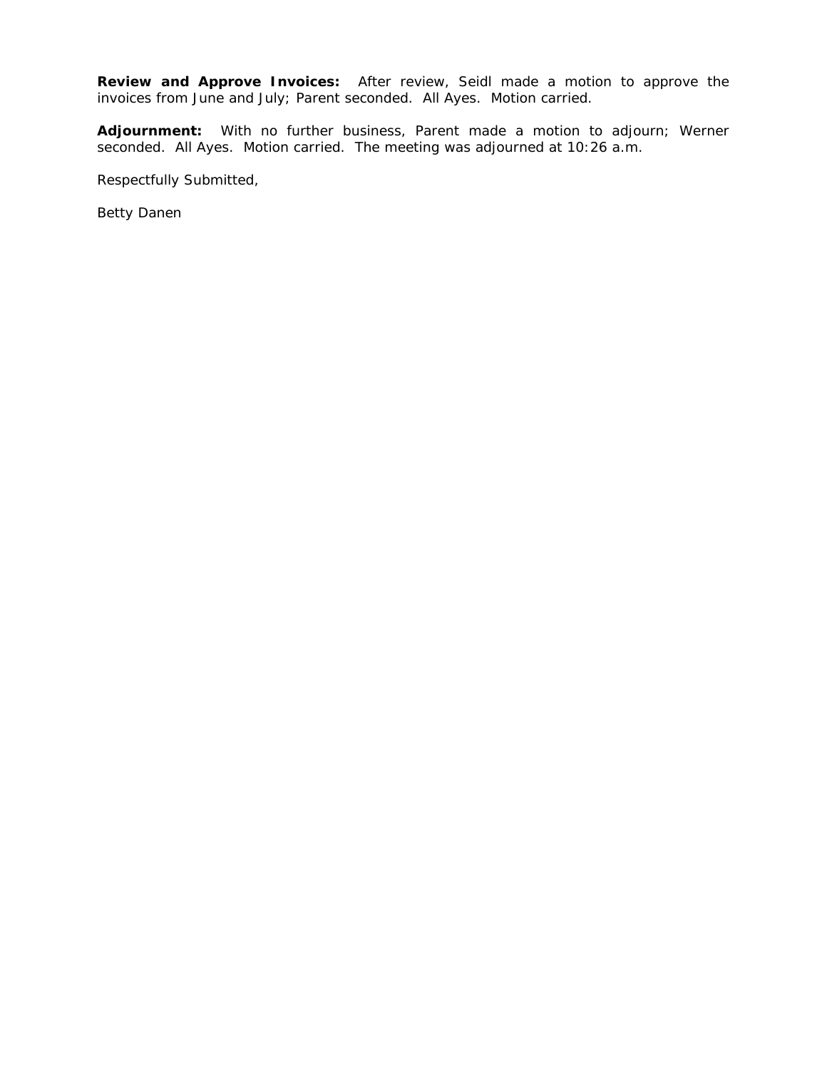**Review and Approve Invoices:** After review, Seidl made a motion to approve the invoices from June and July; Parent seconded. All Ayes. Motion carried.

**Adjournment:** With no further business, Parent made a motion to adjourn; Werner seconded. All Ayes. Motion carried. The meeting was adjourned at 10:26 a.m.

Respectfully Submitted,

Betty Danen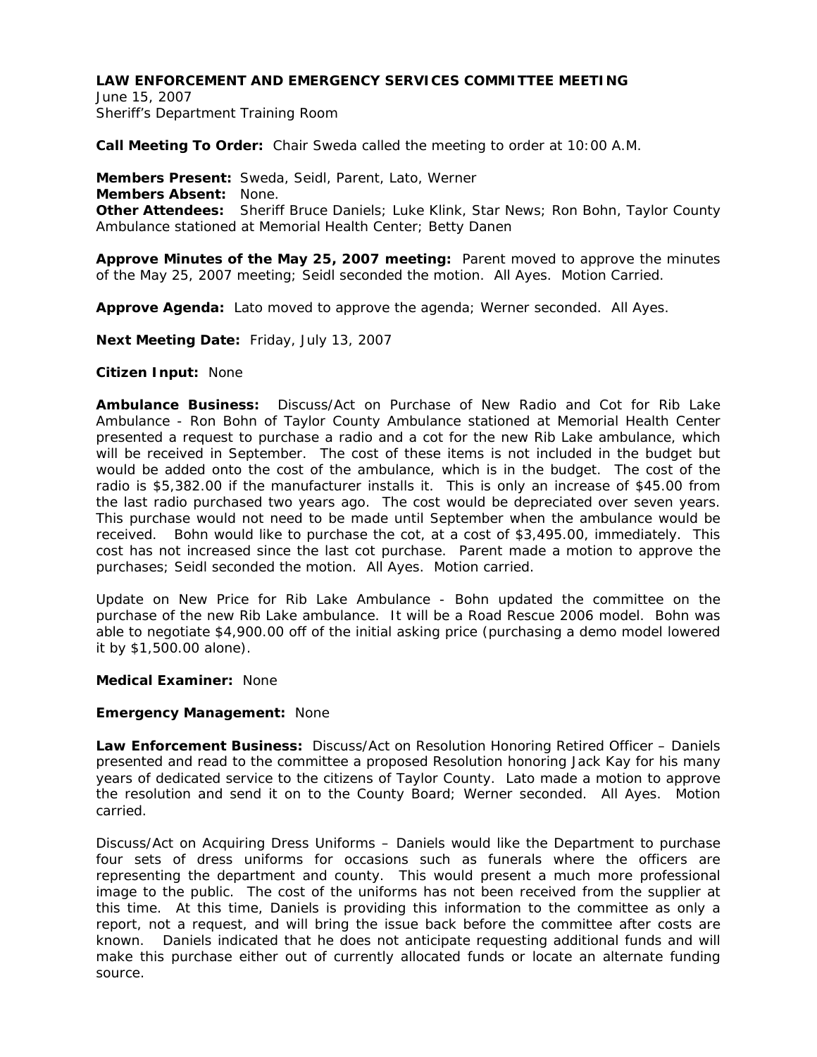**LAW ENFORCEMENT AND EMERGENCY SERVICES COMMITTEE MEETING**
June 15, 2007
Sheriff's Department Training Room

**Call Meeting To Order:** Chair Sweda called the meeting to order at 10:00 A.M.

**Members Present:** Sweda, Seidl, Parent, Lato, Werner
**Members Absent:** None.
**Other Attendees:** Sheriff Bruce Daniels; Luke Klink, Star News; Ron Bohn, Taylor County Ambulance stationed at Memorial Health Center; Betty Danen

**Approve Minutes of the May 25, 2007 meeting:** Parent moved to approve the minutes of the May 25, 2007 meeting; Seidl seconded the motion. All Ayes. Motion Carried.

**Approve Agenda:** Lato moved to approve the agenda; Werner seconded. All Ayes.

**Next Meeting Date:** Friday, July 13, 2007

**Citizen Input:** None

**Ambulance Business:** Discuss/Act on Purchase of New Radio and Cot for Rib Lake Ambulance - Ron Bohn of Taylor County Ambulance stationed at Memorial Health Center presented a request to purchase a radio and a cot for the new Rib Lake ambulance, which will be received in September. The cost of these items is not included in the budget but would be added onto the cost of the ambulance, which is in the budget. The cost of the radio is $5,382.00 if the manufacturer installs it. This is only an increase of $45.00 from the last radio purchased two years ago. The cost would be depreciated over seven years. This purchase would not need to be made until September when the ambulance would be received. Bohn would like to purchase the cot, at a cost of $3,495.00, immediately. This cost has not increased since the last cot purchase. Parent made a motion to approve the purchases; Seidl seconded the motion. All Ayes. Motion carried.

Update on New Price for Rib Lake Ambulance - Bohn updated the committee on the purchase of the new Rib Lake ambulance. It will be a Road Rescue 2006 model. Bohn was able to negotiate $4,900.00 off of the initial asking price (purchasing a demo model lowered it by $1,500.00 alone).

**Medical Examiner:** None

**Emergency Management:** None

**Law Enforcement Business:** Discuss/Act on Resolution Honoring Retired Officer – Daniels presented and read to the committee a proposed Resolution honoring Jack Kay for his many years of dedicated service to the citizens of Taylor County. Lato made a motion to approve the resolution and send it on to the County Board; Werner seconded. All Ayes. Motion carried.

Discuss/Act on Acquiring Dress Uniforms – Daniels would like the Department to purchase four sets of dress uniforms for occasions such as funerals where the officers are representing the department and county. This would present a much more professional image to the public. The cost of the uniforms has not been received from the supplier at this time. At this time, Daniels is providing this information to the committee as only a report, not a request, and will bring the issue back before the committee after costs are known. Daniels indicated that he does not anticipate requesting additional funds and will make this purchase either out of currently allocated funds or locate an alternate funding source.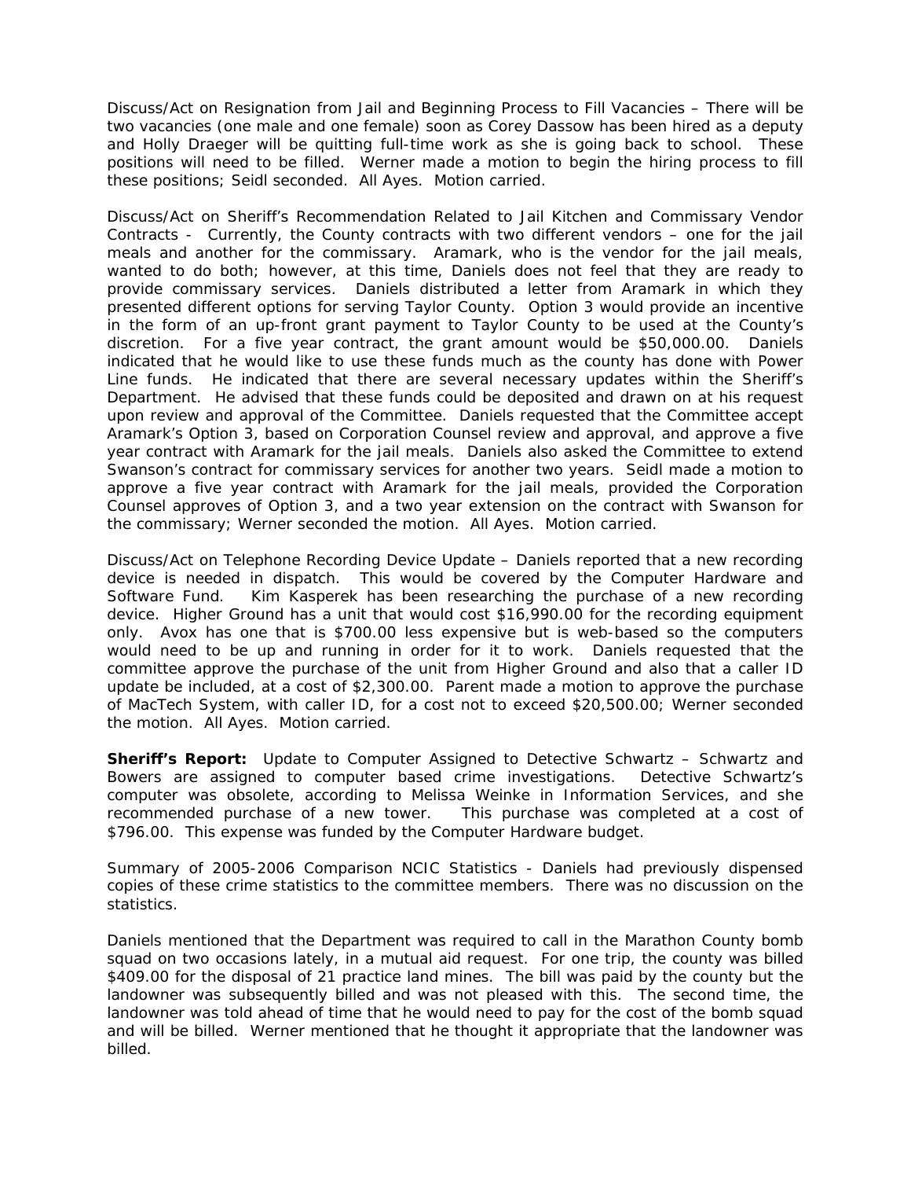Discuss/Act on Resignation from Jail and Beginning Process to Fill Vacancies – There will be two vacancies (one male and one female) soon as Corey Dassow has been hired as a deputy and Holly Draeger will be quitting full-time work as she is going back to school. These positions will need to be filled. Werner made a motion to begin the hiring process to fill these positions; Seidl seconded. All Ayes. Motion carried.

Discuss/Act on Sheriff's Recommendation Related to Jail Kitchen and Commissary Vendor Contracts - Currently, the County contracts with two different vendors – one for the jail meals and another for the commissary. Aramark, who is the vendor for the jail meals, wanted to do both; however, at this time, Daniels does not feel that they are ready to provide commissary services. Daniels distributed a letter from Aramark in which they presented different options for serving Taylor County. Option 3 would provide an incentive in the form of an up-front grant payment to Taylor County to be used at the County's discretion. For a five year contract, the grant amount would be $50,000.00. Daniels indicated that he would like to use these funds much as the county has done with Power Line funds. He indicated that there are several necessary updates within the Sheriff's Department. He advised that these funds could be deposited and drawn on at his request upon review and approval of the Committee. Daniels requested that the Committee accept Aramark's Option 3, based on Corporation Counsel review and approval, and approve a five year contract with Aramark for the jail meals. Daniels also asked the Committee to extend Swanson's contract for commissary services for another two years. Seidl made a motion to approve a five year contract with Aramark for the jail meals, provided the Corporation Counsel approves of Option 3, and a two year extension on the contract with Swanson for the commissary; Werner seconded the motion. All Ayes. Motion carried.

Discuss/Act on Telephone Recording Device Update – Daniels reported that a new recording device is needed in dispatch. This would be covered by the Computer Hardware and Software Fund. Kim Kasperek has been researching the purchase of a new recording device. Higher Ground has a unit that would cost $16,990.00 for the recording equipment only. Avox has one that is $700.00 less expensive but is web-based so the computers would need to be up and running in order for it to work. Daniels requested that the committee approve the purchase of the unit from Higher Ground and also that a caller ID update be included, at a cost of $2,300.00. Parent made a motion to approve the purchase of MacTech System, with caller ID, for a cost not to exceed $20,500.00; Werner seconded the motion. All Ayes. Motion carried.

**Sheriff's Report:** Update to Computer Assigned to Detective Schwartz – Schwartz and Bowers are assigned to computer based crime investigations. Detective Schwartz's computer was obsolete, according to Melissa Weinke in Information Services, and she recommended purchase of a new tower. This purchase was completed at a cost of $796.00. This expense was funded by the Computer Hardware budget.

Summary of 2005-2006 Comparison NCIC Statistics - Daniels had previously dispensed copies of these crime statistics to the committee members. There was no discussion on the statistics.

Daniels mentioned that the Department was required to call in the Marathon County bomb squad on two occasions lately, in a mutual aid request. For one trip, the county was billed $409.00 for the disposal of 21 practice land mines. The bill was paid by the county but the landowner was subsequently billed and was not pleased with this. The second time, the landowner was told ahead of time that he would need to pay for the cost of the bomb squad and will be billed. Werner mentioned that he thought it appropriate that the landowner was billed.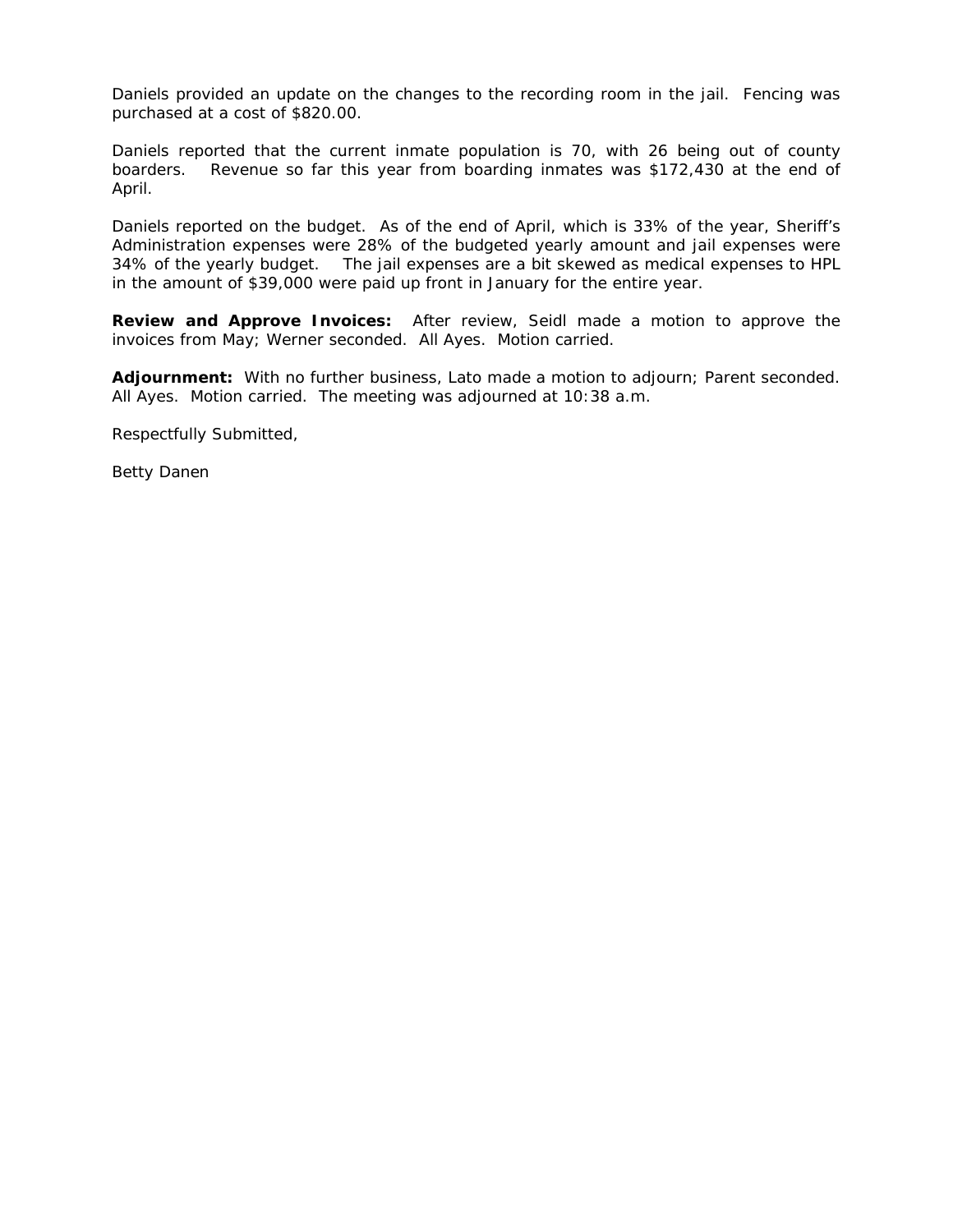Daniels provided an update on the changes to the recording room in the jail. Fencing was purchased at a cost of $820.00.

Daniels reported that the current inmate population is 70, with 26 being out of county boarders. Revenue so far this year from boarding inmates was $172,430 at the end of April.

Daniels reported on the budget. As of the end of April, which is 33% of the year, Sheriff's Administration expenses were 28% of the budgeted yearly amount and jail expenses were 34% of the yearly budget. The jail expenses are a bit skewed as medical expenses to HPL in the amount of $39,000 were paid up front in January for the entire year.

**Review and Approve Invoices:** After review, Seidl made a motion to approve the invoices from May; Werner seconded. All Ayes. Motion carried.

**Adjournment:** With no further business, Lato made a motion to adjourn; Parent seconded. All Ayes. Motion carried. The meeting was adjourned at 10:38 a.m.

Respectfully Submitted,

Betty Danen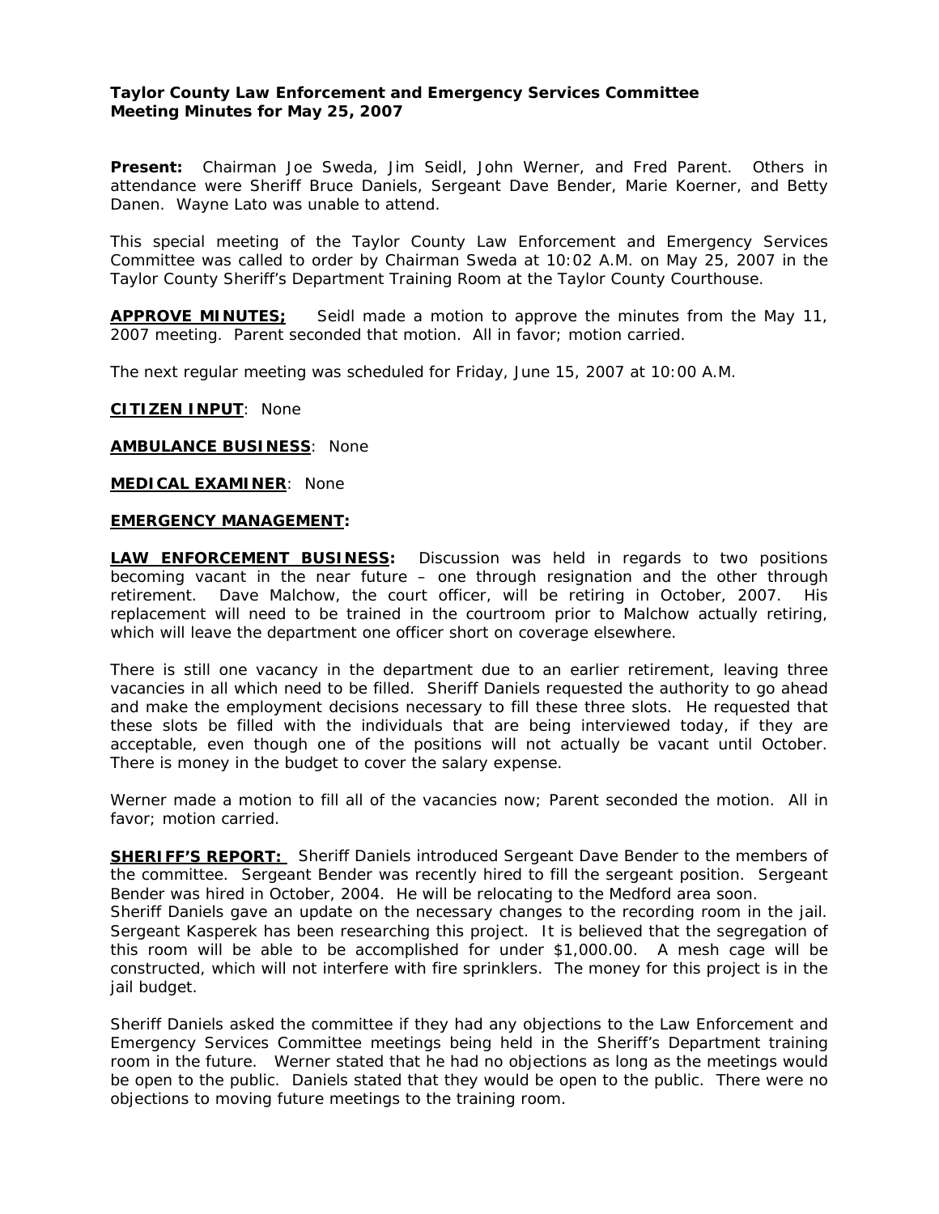**Taylor County Law Enforcement and Emergency Services Committee**
**Meeting Minutes for May 25, 2007**

**Present:** Chairman Joe Sweda, Jim Seidl, John Werner, and Fred Parent. Others in attendance were Sheriff Bruce Daniels, Sergeant Dave Bender, Marie Koerner, and Betty Danen. Wayne Lato was unable to attend.

This special meeting of the Taylor County Law Enforcement and Emergency Services Committee was called to order by Chairman Sweda at 10:02 A.M. on May 25, 2007 in the Taylor County Sheriff's Department Training Room at the Taylor County Courthouse.

**APPROVE MINUTES;** Seidl made a motion to approve the minutes from the May 11, 2007 meeting. Parent seconded that motion. All in favor; motion carried.

The next regular meeting was scheduled for Friday, June 15, 2007 at 10:00 A.M.

**CITIZEN INPUT**: None

**AMBULANCE BUSINESS**: None

**MEDICAL EXAMINER**: None

**EMERGENCY MANAGEMENT:**

**LAW ENFORCEMENT BUSINESS:** Discussion was held in regards to two positions becoming vacant in the near future – one through resignation and the other through retirement. Dave Malchow, the court officer, will be retiring in October, 2007. His replacement will need to be trained in the courtroom prior to Malchow actually retiring, which will leave the department one officer short on coverage elsewhere.

There is still one vacancy in the department due to an earlier retirement, leaving three vacancies in all which need to be filled. Sheriff Daniels requested the authority to go ahead and make the employment decisions necessary to fill these three slots. He requested that these slots be filled with the individuals that are being interviewed today, if they are acceptable, even though one of the positions will not actually be vacant until October. There is money in the budget to cover the salary expense.

Werner made a motion to fill all of the vacancies now; Parent seconded the motion. All in favor; motion carried.

**SHERIFF'S REPORT:** Sheriff Daniels introduced Sergeant Dave Bender to the members of the committee. Sergeant Bender was recently hired to fill the sergeant position. Sergeant Bender was hired in October, 2004. He will be relocating to the Medford area soon.
Sheriff Daniels gave an update on the necessary changes to the recording room in the jail. Sergeant Kasperek has been researching this project. It is believed that the segregation of this room will be able to be accomplished for under $1,000.00. A mesh cage will be constructed, which will not interfere with fire sprinklers. The money for this project is in the jail budget.

Sheriff Daniels asked the committee if they had any objections to the Law Enforcement and Emergency Services Committee meetings being held in the Sheriff's Department training room in the future. Werner stated that he had no objections as long as the meetings would be open to the public. Daniels stated that they would be open to the public. There were no objections to moving future meetings to the training room.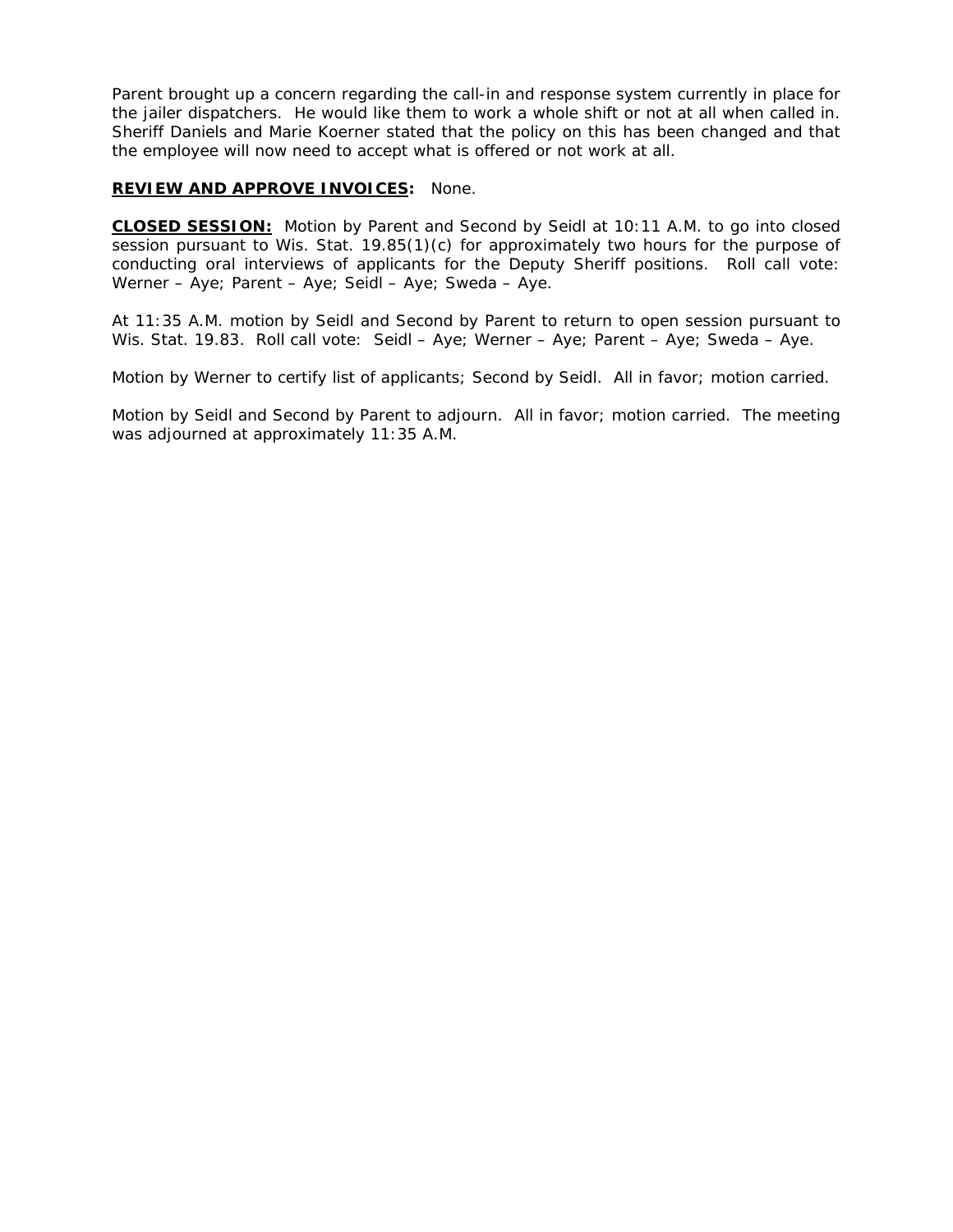Parent brought up a concern regarding the call-in and response system currently in place for the jailer dispatchers. He would like them to work a whole shift or not at all when called in. Sheriff Daniels and Marie Koerner stated that the policy on this has been changed and that the employee will now need to accept what is offered or not work at all.

**REVIEW AND APPROVE INVOICES:** None.

**CLOSED SESSION:** Motion by Parent and Second by Seidl at 10:11 A.M. to go into closed session pursuant to Wis. Stat. 19.85(1)(c) for approximately two hours for the purpose of conducting oral interviews of applicants for the Deputy Sheriff positions. Roll call vote: Werner – Aye; Parent – Aye; Seidl – Aye; Sweda – Aye.

At 11:35 A.M. motion by Seidl and Second by Parent to return to open session pursuant to Wis. Stat. 19.83. Roll call vote: Seidl – Aye; Werner – Aye; Parent – Aye; Sweda – Aye.

Motion by Werner to certify list of applicants; Second by Seidl. All in favor; motion carried.

Motion by Seidl and Second by Parent to adjourn. All in favor; motion carried. The meeting was adjourned at approximately 11:35 A.M.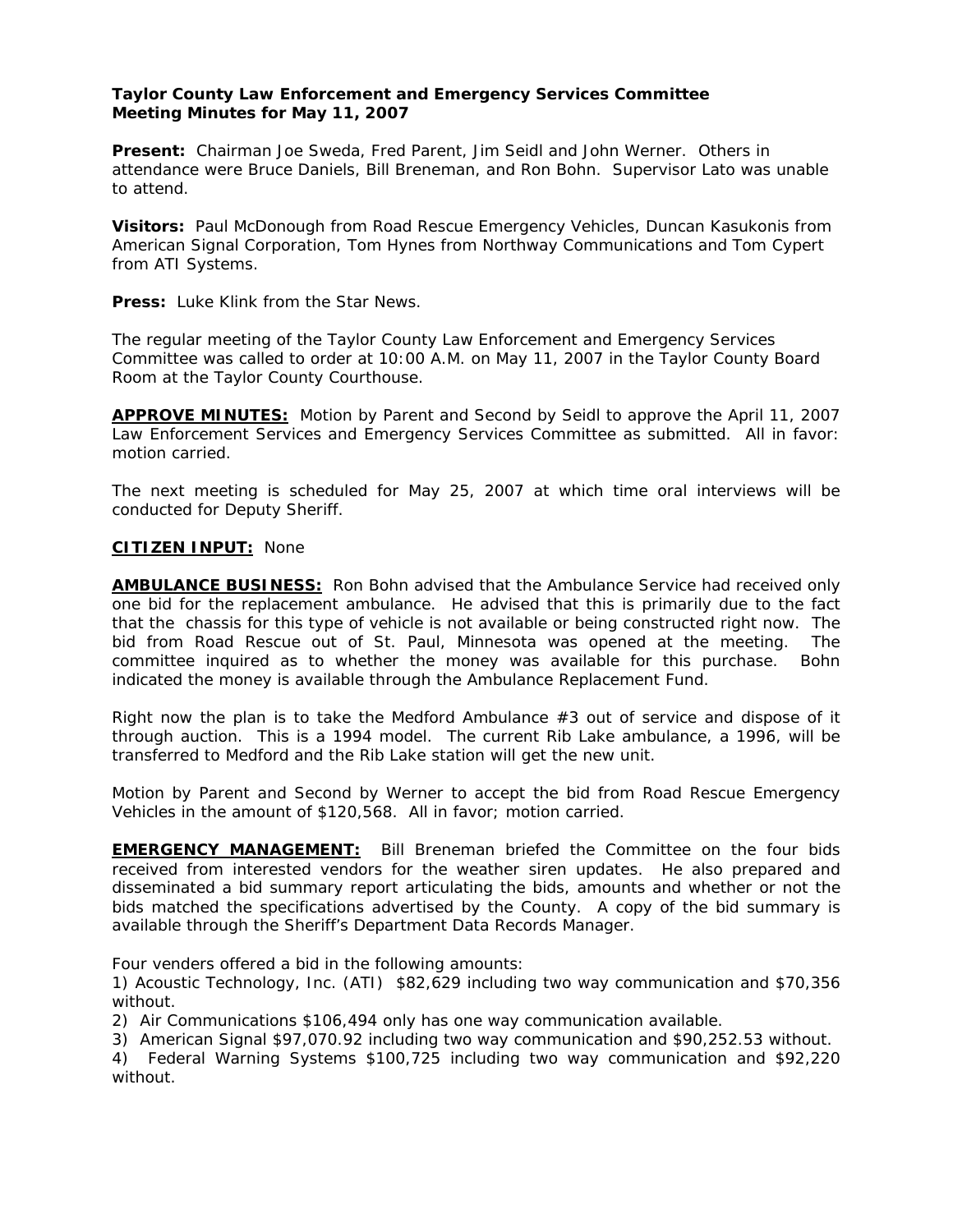**Taylor County Law Enforcement and Emergency Services Committee**
**Meeting Minutes for May 11, 2007**

**Present:** Chairman Joe Sweda, Fred Parent, Jim Seidl and John Werner. Others in attendance were Bruce Daniels, Bill Breneman, and Ron Bohn. Supervisor Lato was unable to attend.

**Visitors:** Paul McDonough from Road Rescue Emergency Vehicles, Duncan Kasukonis from American Signal Corporation, Tom Hynes from Northway Communications and Tom Cypert from ATI Systems.

**Press:** Luke Klink from the Star News.

The regular meeting of the Taylor County Law Enforcement and Emergency Services Committee was called to order at 10:00 A.M. on May 11, 2007 in the Taylor County Board Room at the Taylor County Courthouse.

**APPROVE MINUTES:** Motion by Parent and Second by Seidl to approve the April 11, 2007 Law Enforcement Services and Emergency Services Committee as submitted. All in favor: motion carried.

The next meeting is scheduled for May 25, 2007 at which time oral interviews will be conducted for Deputy Sheriff.

**CITIZEN INPUT:** None

**AMBULANCE BUSINESS:** Ron Bohn advised that the Ambulance Service had received only one bid for the replacement ambulance. He advised that this is primarily due to the fact that the chassis for this type of vehicle is not available or being constructed right now. The bid from Road Rescue out of St. Paul, Minnesota was opened at the meeting. The committee inquired as to whether the money was available for this purchase. Bohn indicated the money is available through the Ambulance Replacement Fund.

Right now the plan is to take the Medford Ambulance #3 out of service and dispose of it through auction. This is a 1994 model. The current Rib Lake ambulance, a 1996, will be transferred to Medford and the Rib Lake station will get the new unit.

Motion by Parent and Second by Werner to accept the bid from Road Rescue Emergency Vehicles in the amount of $120,568. All in favor; motion carried.

**EMERGENCY MANAGEMENT:** Bill Breneman briefed the Committee on the four bids received from interested vendors for the weather siren updates. He also prepared and disseminated a bid summary report articulating the bids, amounts and whether or not the bids matched the specifications advertised by the County. A copy of the bid summary is available through the Sheriff's Department Data Records Manager.

Four venders offered a bid in the following amounts:

1) Acoustic Technology, Inc. (ATI) $82,629 including two way communication and $70,356 without.
2) Air Communications $106,494 only has one way communication available.
3) American Signal $97,070.92 including two way communication and $90,252.53 without.
4) Federal Warning Systems $100,725 including two way communication and $92,220 without.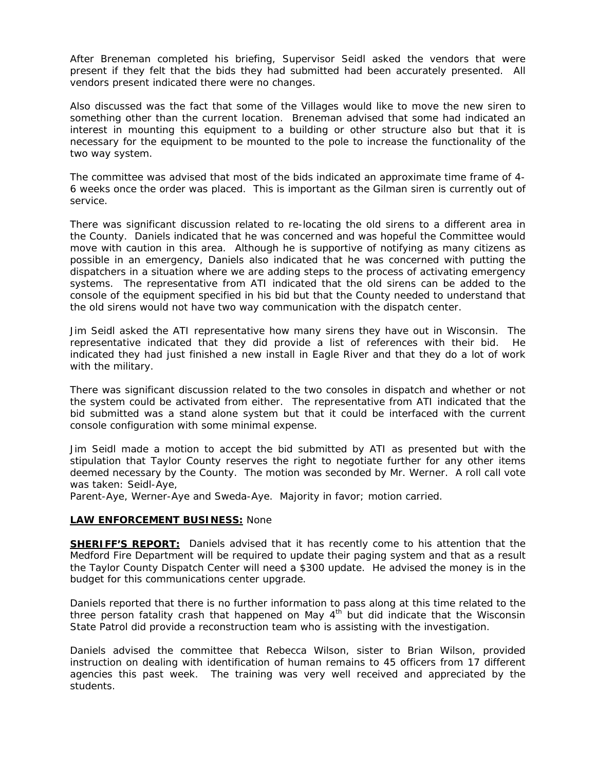After Breneman completed his briefing, Supervisor Seidl asked the vendors that were present if they felt that the bids they had submitted had been accurately presented. All vendors present indicated there were no changes.

Also discussed was the fact that some of the Villages would like to move the new siren to something other than the current location. Breneman advised that some had indicated an interest in mounting this equipment to a building or other structure also but that it is necessary for the equipment to be mounted to the pole to increase the functionality of the two way system.

The committee was advised that most of the bids indicated an approximate time frame of 4-6 weeks once the order was placed. This is important as the Gilman siren is currently out of service.

There was significant discussion related to re-locating the old sirens to a different area in the County. Daniels indicated that he was concerned and was hopeful the Committee would move with caution in this area. Although he is supportive of notifying as many citizens as possible in an emergency, Daniels also indicated that he was concerned with putting the dispatchers in a situation where we are adding steps to the process of activating emergency systems. The representative from ATI indicated that the old sirens can be added to the console of the equipment specified in his bid but that the County needed to understand that the old sirens would not have two way communication with the dispatch center.

Jim Seidl asked the ATI representative how many sirens they have out in Wisconsin. The representative indicated that they did provide a list of references with their bid. He indicated they had just finished a new install in Eagle River and that they do a lot of work with the military.

There was significant discussion related to the two consoles in dispatch and whether or not the system could be activated from either. The representative from ATI indicated that the bid submitted was a stand alone system but that it could be interfaced with the current console configuration with some minimal expense.

Jim Seidl made a motion to accept the bid submitted by ATI as presented but with the stipulation that Taylor County reserves the right to negotiate further for any other items deemed necessary by the County. The motion was seconded by Mr. Werner. A roll call vote was taken: Seidl-Aye,
Parent-Aye, Werner-Aye and Sweda-Aye. Majority in favor; motion carried.

**LAW ENFORCEMENT BUSINESS:** None

**SHERIFF'S REPORT:** Daniels advised that it has recently come to his attention that the Medford Fire Department will be required to update their paging system and that as a result the Taylor County Dispatch Center will need a $300 update. He advised the money is in the budget for this communications center upgrade.

Daniels reported that there is no further information to pass along at this time related to the three person fatality crash that happened on May 4th but did indicate that the Wisconsin State Patrol did provide a reconstruction team who is assisting with the investigation.

Daniels advised the committee that Rebecca Wilson, sister to Brian Wilson, provided instruction on dealing with identification of human remains to 45 officers from 17 different agencies this past week. The training was very well received and appreciated by the students.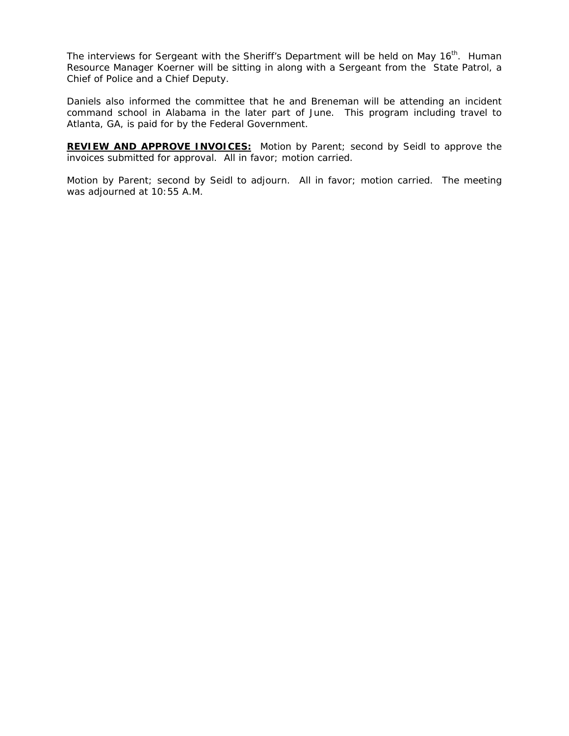The interviews for Sergeant with the Sheriff's Department will be held on May 16th. Human Resource Manager Koerner will be sitting in along with a Sergeant from the State Patrol, a Chief of Police and a Chief Deputy.

Daniels also informed the committee that he and Breneman will be attending an incident command school in Alabama in the later part of June. This program including travel to Atlanta, GA, is paid for by the Federal Government.

**REVIEW AND APPROVE INVOICES:** Motion by Parent; second by Seidl to approve the invoices submitted for approval. All in favor; motion carried.

Motion by Parent; second by Seidl to adjourn. All in favor; motion carried. The meeting was adjourned at 10:55 A.M.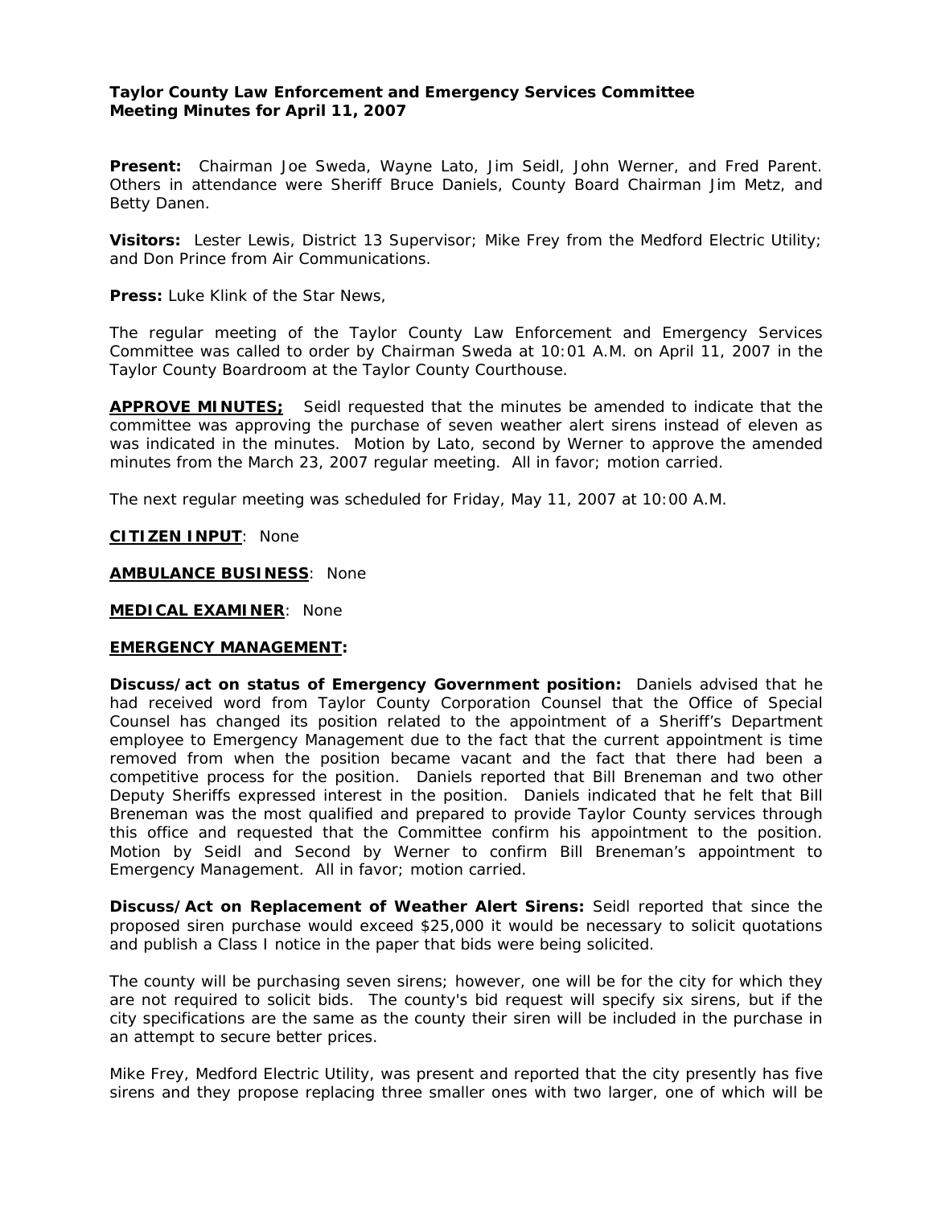**Taylor County Law Enforcement and Emergency Services Committee**
**Meeting Minutes for April 11, 2007**

**Present:** Chairman Joe Sweda, Wayne Lato, Jim Seidl, John Werner, and Fred Parent. Others in attendance were Sheriff Bruce Daniels, County Board Chairman Jim Metz, and Betty Danen.

**Visitors:** Lester Lewis, District 13 Supervisor; Mike Frey from the Medford Electric Utility; and Don Prince from Air Communications.

**Press:** Luke Klink of the Star News,

The regular meeting of the Taylor County Law Enforcement and Emergency Services Committee was called to order by Chairman Sweda at 10:01 A.M. on April 11, 2007 in the Taylor County Boardroom at the Taylor County Courthouse.

**APPROVE MINUTES;** Seidl requested that the minutes be amended to indicate that the committee was approving the purchase of seven weather alert sirens instead of eleven as was indicated in the minutes. Motion by Lato, second by Werner to approve the amended minutes from the March 23, 2007 regular meeting. All in favor; motion carried.

The next regular meeting was scheduled for Friday, May 11, 2007 at 10:00 A.M.

**CITIZEN INPUT**: None

**AMBULANCE BUSINESS**: None

**MEDICAL EXAMINER**: None

**EMERGENCY MANAGEMENT:**

**Discuss/act on status of Emergency Government position:** Daniels advised that he had received word from Taylor County Corporation Counsel that the Office of Special Counsel has changed its position related to the appointment of a Sheriff's Department employee to Emergency Management due to the fact that the current appointment is time removed from when the position became vacant and the fact that there had been a competitive process for the position. Daniels reported that Bill Breneman and two other Deputy Sheriffs expressed interest in the position. Daniels indicated that he felt that Bill Breneman was the most qualified and prepared to provide Taylor County services through this office and requested that the Committee confirm his appointment to the position. Motion by Seidl and Second by Werner to confirm Bill Breneman's appointment to Emergency Management. All in favor; motion carried.

**Discuss/Act on Replacement of Weather Alert Sirens:** Seidl reported that since the proposed siren purchase would exceed $25,000 it would be necessary to solicit quotations and publish a Class I notice in the paper that bids were being solicited.

The county will be purchasing seven sirens; however, one will be for the city for which they are not required to solicit bids. The county's bid request will specify six sirens, but if the city specifications are the same as the county their siren will be included in the purchase in an attempt to secure better prices.

Mike Frey, Medford Electric Utility, was present and reported that the city presently has five sirens and they propose replacing three smaller ones with two larger, one of which will be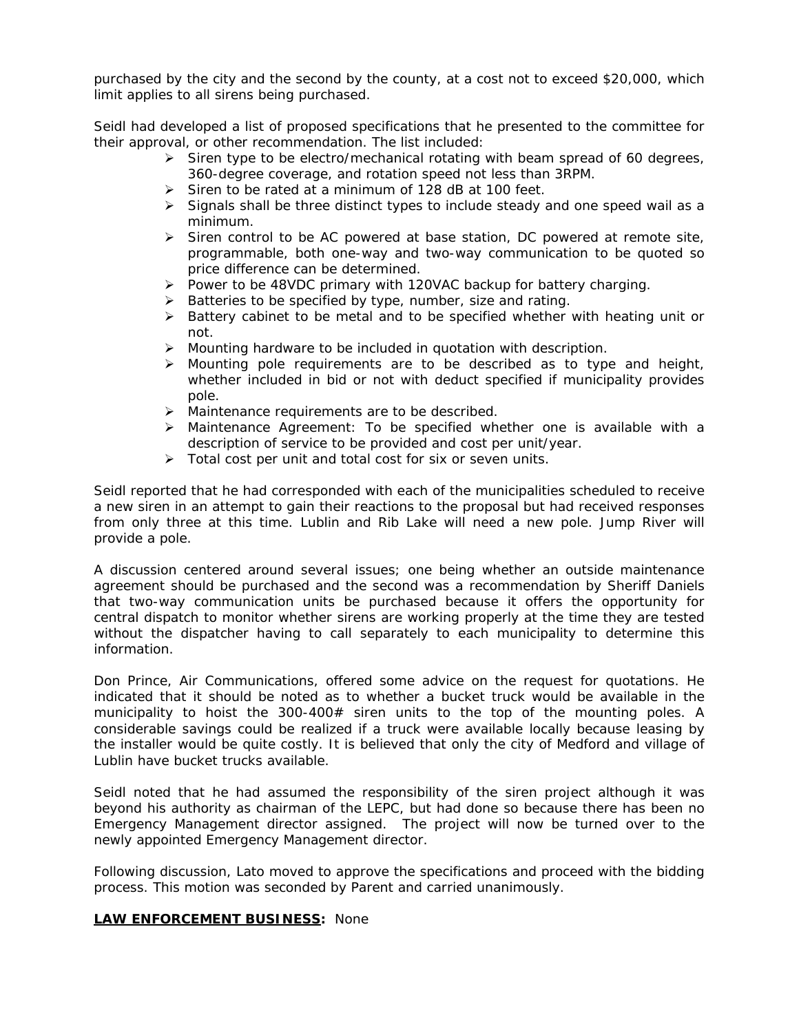purchased by the city and the second by the county, at a cost not to exceed $20,000, which limit applies to all sirens being purchased.

Seidl had developed a list of proposed specifications that he presented to the committee for their approval, or other recommendation. The list included:

- Siren type to be electro/mechanical rotating with beam spread of 60 degrees, 360-degree coverage, and rotation speed not less than 3RPM.
- Siren to be rated at a minimum of 128 dB at 100 feet.
- Signals shall be three distinct types to include steady and one speed wail as a minimum.
- Siren control to be AC powered at base station, DC powered at remote site, programmable, both one-way and two-way communication to be quoted so price difference can be determined.
- Power to be 48VDC primary with 120VAC backup for battery charging.
- Batteries to be specified by type, number, size and rating.
- Battery cabinet to be metal and to be specified whether with heating unit or not.
- Mounting hardware to be included in quotation with description.
- Mounting pole requirements are to be described as to type and height, whether included in bid or not with deduct specified if municipality provides pole.
- Maintenance requirements are to be described.
- Maintenance Agreement: To be specified whether one is available with a description of service to be provided and cost per unit/year.
- Total cost per unit and total cost for six or seven units.

Seidl reported that he had corresponded with each of the municipalities scheduled to receive a new siren in an attempt to gain their reactions to the proposal but had received responses from only three at this time. Lublin and Rib Lake will need a new pole. Jump River will provide a pole.

A discussion centered around several issues; one being whether an outside maintenance agreement should be purchased and the second was a recommendation by Sheriff Daniels that two-way communication units be purchased because it offers the opportunity for central dispatch to monitor whether sirens are working properly at the time they are tested without the dispatcher having to call separately to each municipality to determine this information.

Don Prince, Air Communications, offered some advice on the request for quotations. He indicated that it should be noted as to whether a bucket truck would be available in the municipality to hoist the 300-400# siren units to the top of the mounting poles. A considerable savings could be realized if a truck were available locally because leasing by the installer would be quite costly. It is believed that only the city of Medford and village of Lublin have bucket trucks available.

Seidl noted that he had assumed the responsibility of the siren project although it was beyond his authority as chairman of the LEPC, but had done so because there has been no Emergency Management director assigned. The project will now be turned over to the newly appointed Emergency Management director.

Following discussion, Lato moved to approve the specifications and proceed with the bidding process. This motion was seconded by Parent and carried unanimously.

**LAW ENFORCEMENT BUSINESS:** None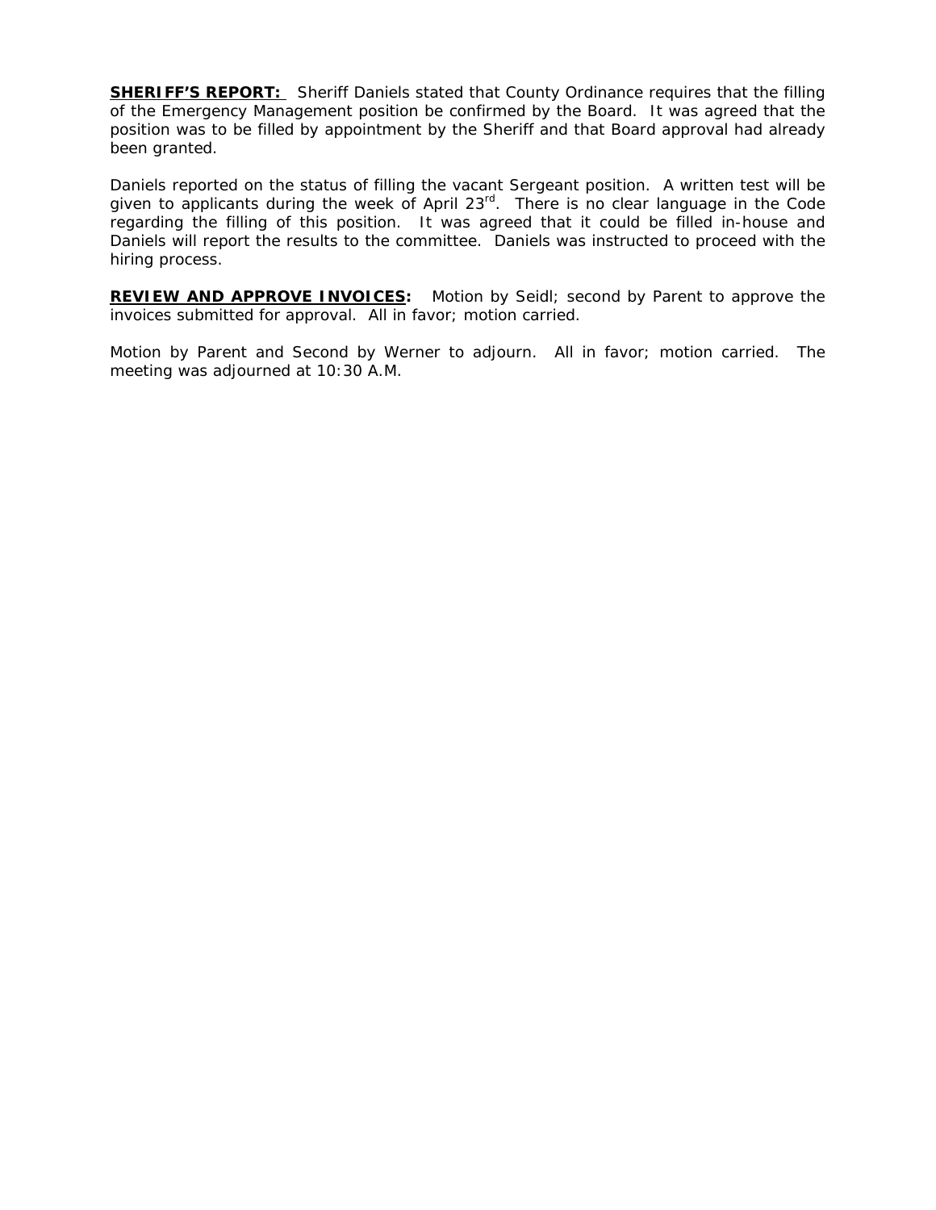**SHERIFF'S REPORT:** Sheriff Daniels stated that County Ordinance requires that the filling of the Emergency Management position be confirmed by the Board. It was agreed that the position was to be filled by appointment by the Sheriff and that Board approval had already been granted.

Daniels reported on the status of filling the vacant Sergeant position. A written test will be given to applicants during the week of April 23rd. There is no clear language in the Code regarding the filling of this position. It was agreed that it could be filled in-house and Daniels will report the results to the committee. Daniels was instructed to proceed with the hiring process.

**REVIEW AND APPROVE INVOICES:** Motion by Seidl; second by Parent to approve the invoices submitted for approval. All in favor; motion carried.

Motion by Parent and Second by Werner to adjourn. All in favor; motion carried. The meeting was adjourned at 10:30 A.M.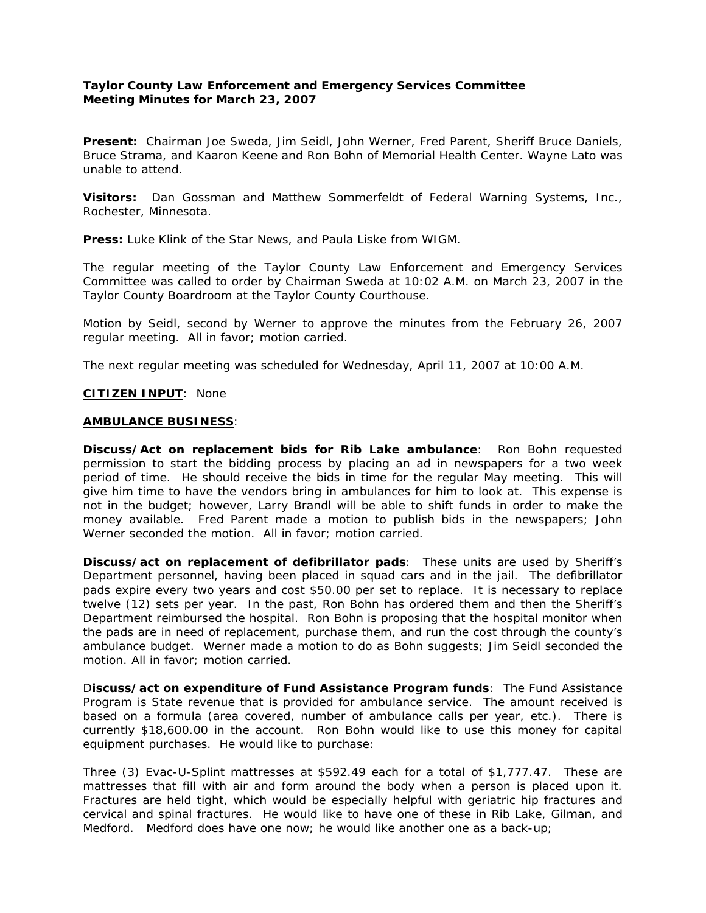**Taylor County Law Enforcement and Emergency Services Committee**
**Meeting Minutes for March 23, 2007**

**Present:** Chairman Joe Sweda, Jim Seidl, John Werner, Fred Parent, Sheriff Bruce Daniels, Bruce Strama, and Kaaron Keene and Ron Bohn of Memorial Health Center. Wayne Lato was unable to attend.

**Visitors:** Dan Gossman and Matthew Sommerfeldt of Federal Warning Systems, Inc., Rochester, Minnesota.

**Press:** Luke Klink of the Star News, and Paula Liske from WIGM.

The regular meeting of the Taylor County Law Enforcement and Emergency Services Committee was called to order by Chairman Sweda at 10:02 A.M. on March 23, 2007 in the Taylor County Boardroom at the Taylor County Courthouse.

Motion by Seidl, second by Werner to approve the minutes from the February 26, 2007 regular meeting. All in favor; motion carried.

The next regular meeting was scheduled for Wednesday, April 11, 2007 at 10:00 A.M.

**CITIZEN INPUT**: None

**AMBULANCE BUSINESS**:

**Discuss/Act on replacement bids for Rib Lake ambulance**: Ron Bohn requested permission to start the bidding process by placing an ad in newspapers for a two week period of time. He should receive the bids in time for the regular May meeting. This will give him time to have the vendors bring in ambulances for him to look at. This expense is not in the budget; however, Larry Brandl will be able to shift funds in order to make the money available. Fred Parent made a motion to publish bids in the newspapers; John Werner seconded the motion. All in favor; motion carried.

**Discuss/act on replacement of defibrillator pads**: These units are used by Sheriff's Department personnel, having been placed in squad cars and in the jail. The defibrillator pads expire every two years and cost $50.00 per set to replace. It is necessary to replace twelve (12) sets per year. In the past, Ron Bohn has ordered them and then the Sheriff's Department reimbursed the hospital. Ron Bohn is proposing that the hospital monitor when the pads are in need of replacement, purchase them, and run the cost through the county's ambulance budget. Werner made a motion to do as Bohn suggests; Jim Seidl seconded the motion. All in favor; motion carried.

**Discuss/act on expenditure of Fund Assistance Program funds**: The Fund Assistance Program is State revenue that is provided for ambulance service. The amount received is based on a formula (area covered, number of ambulance calls per year, etc.). There is currently $18,600.00 in the account. Ron Bohn would like to use this money for capital equipment purchases. He would like to purchase:

Three (3) Evac-U-Splint mattresses at $592.49 each for a total of $1,777.47. These are mattresses that fill with air and form around the body when a person is placed upon it. Fractures are held tight, which would be especially helpful with geriatric hip fractures and cervical and spinal fractures. He would like to have one of these in Rib Lake, Gilman, and Medford. Medford does have one now; he would like another one as a back-up;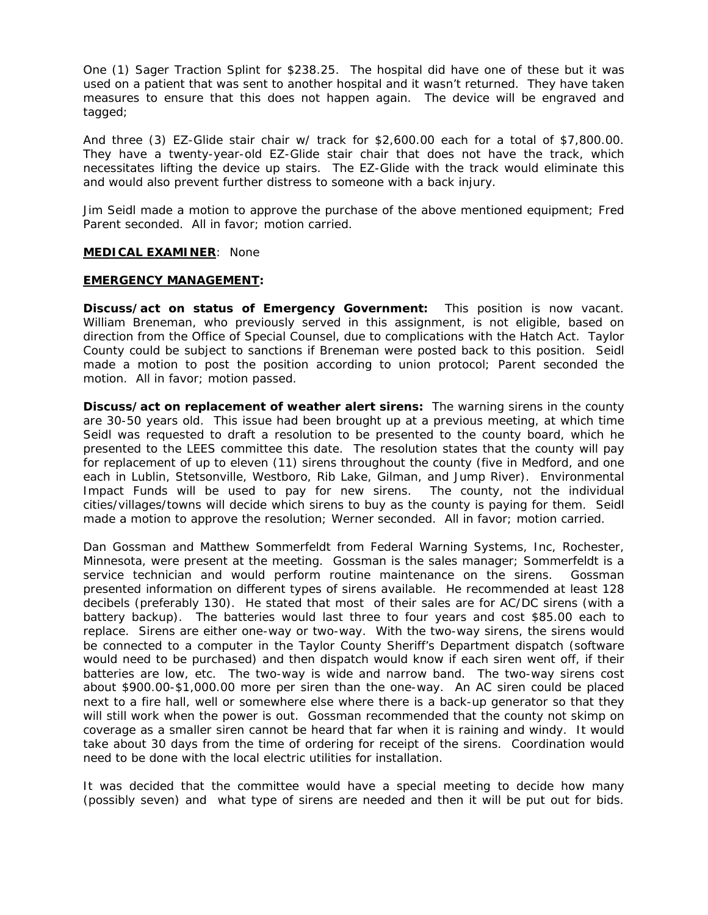One (1) Sager Traction Splint for $238.25. The hospital did have one of these but it was used on a patient that was sent to another hospital and it wasn't returned. They have taken measures to ensure that this does not happen again. The device will be engraved and tagged;

And three (3) EZ-Glide stair chair w/ track for $2,600.00 each for a total of $7,800.00. They have a twenty-year-old EZ-Glide stair chair that does not have the track, which necessitates lifting the device up stairs. The EZ-Glide with the track would eliminate this and would also prevent further distress to someone with a back injury.

Jim Seidl made a motion to approve the purchase of the above mentioned equipment; Fred Parent seconded. All in favor; motion carried.

**MEDICAL EXAMINER**: None

**EMERGENCY MANAGEMENT:**

**Discuss/act on status of Emergency Government:** This position is now vacant. William Breneman, who previously served in this assignment, is not eligible, based on direction from the Office of Special Counsel, due to complications with the Hatch Act. Taylor County could be subject to sanctions if Breneman were posted back to this position. Seidl made a motion to post the position according to union protocol; Parent seconded the motion. All in favor; motion passed.

**Discuss/act on replacement of weather alert sirens:** The warning sirens in the county are 30-50 years old. This issue had been brought up at a previous meeting, at which time Seidl was requested to draft a resolution to be presented to the county board, which he presented to the LEES committee this date. The resolution states that the county will pay for replacement of up to eleven (11) sirens throughout the county (five in Medford, and one each in Lublin, Stetsonville, Westboro, Rib Lake, Gilman, and Jump River). Environmental Impact Funds will be used to pay for new sirens. The county, not the individual cities/villages/towns will decide which sirens to buy as the county is paying for them. Seidl made a motion to approve the resolution; Werner seconded. All in favor; motion carried.

Dan Gossman and Matthew Sommerfeldt from Federal Warning Systems, Inc, Rochester, Minnesota, were present at the meeting. Gossman is the sales manager; Sommerfeldt is a service technician and would perform routine maintenance on the sirens. Gossman presented information on different types of sirens available. He recommended at least 128 decibels (preferably 130). He stated that most of their sales are for AC/DC sirens (with a battery backup). The batteries would last three to four years and cost $85.00 each to replace. Sirens are either one-way or two-way. With the two-way sirens, the sirens would be connected to a computer in the Taylor County Sheriff's Department dispatch (software would need to be purchased) and then dispatch would know if each siren went off, if their batteries are low, etc. The two-way is wide and narrow band. The two-way sirens cost about $900.00-$1,000.00 more per siren than the one-way. An AC siren could be placed next to a fire hall, well or somewhere else where there is a back-up generator so that they will still work when the power is out. Gossman recommended that the county not skimp on coverage as a smaller siren cannot be heard that far when it is raining and windy. It would take about 30 days from the time of ordering for receipt of the sirens. Coordination would need to be done with the local electric utilities for installation.

It was decided that the committee would have a special meeting to decide how many (possibly seven) and what type of sirens are needed and then it will be put out for bids.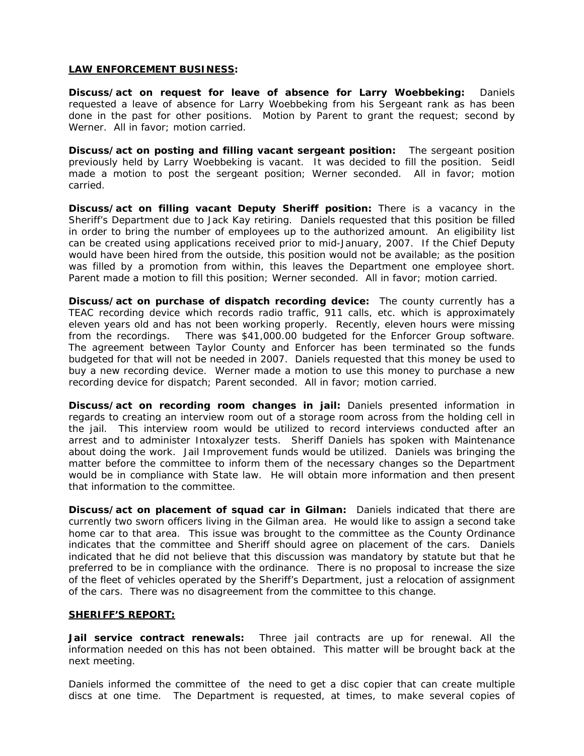**LAW ENFORCEMENT BUSINESS:**

**Discuss/act on request for leave of absence for Larry Woebbeking:** Daniels requested a leave of absence for Larry Woebbeking from his Sergeant rank as has been done in the past for other positions. Motion by Parent to grant the request; second by Werner. All in favor; motion carried.

**Discuss/act on posting and filling vacant sergeant position:** The sergeant position previously held by Larry Woebbeking is vacant. It was decided to fill the position. Seidl made a motion to post the sergeant position; Werner seconded. All in favor; motion carried.

**Discuss/act on filling vacant Deputy Sheriff position:** There is a vacancy in the Sheriff's Department due to Jack Kay retiring. Daniels requested that this position be filled in order to bring the number of employees up to the authorized amount. An eligibility list can be created using applications received prior to mid-January, 2007. If the Chief Deputy would have been hired from the outside, this position would not be available; as the position was filled by a promotion from within, this leaves the Department one employee short. Parent made a motion to fill this position; Werner seconded. All in favor; motion carried.

**Discuss/act on purchase of dispatch recording device:** The county currently has a TEAC recording device which records radio traffic, 911 calls, etc. which is approximately eleven years old and has not been working properly. Recently, eleven hours were missing from the recordings. There was $41,000.00 budgeted for the Enforcer Group software. The agreement between Taylor County and Enforcer has been terminated so the funds budgeted for that will not be needed in 2007. Daniels requested that this money be used to buy a new recording device. Werner made a motion to use this money to purchase a new recording device for dispatch; Parent seconded. All in favor; motion carried.

**Discuss/act on recording room changes in jail:** Daniels presented information in regards to creating an interview room out of a storage room across from the holding cell in the jail. This interview room would be utilized to record interviews conducted after an arrest and to administer Intoxalyzer tests. Sheriff Daniels has spoken with Maintenance about doing the work. Jail Improvement funds would be utilized. Daniels was bringing the matter before the committee to inform them of the necessary changes so the Department would be in compliance with State law. He will obtain more information and then present that information to the committee.

**Discuss/act on placement of squad car in Gilman:** Daniels indicated that there are currently two sworn officers living in the Gilman area. He would like to assign a second take home car to that area. This issue was brought to the committee as the County Ordinance indicates that the committee and Sheriff should agree on placement of the cars. Daniels indicated that he did not believe that this discussion was mandatory by statute but that he preferred to be in compliance with the ordinance. There is no proposal to increase the size of the fleet of vehicles operated by the Sheriff's Department, just a relocation of assignment of the cars. There was no disagreement from the committee to this change.

**SHERIFF'S REPORT:**

**Jail service contract renewals:** Three jail contracts are up for renewal. All the information needed on this has not been obtained. This matter will be brought back at the next meeting.

Daniels informed the committee of the need to get a disc copier that can create multiple discs at one time. The Department is requested, at times, to make several copies of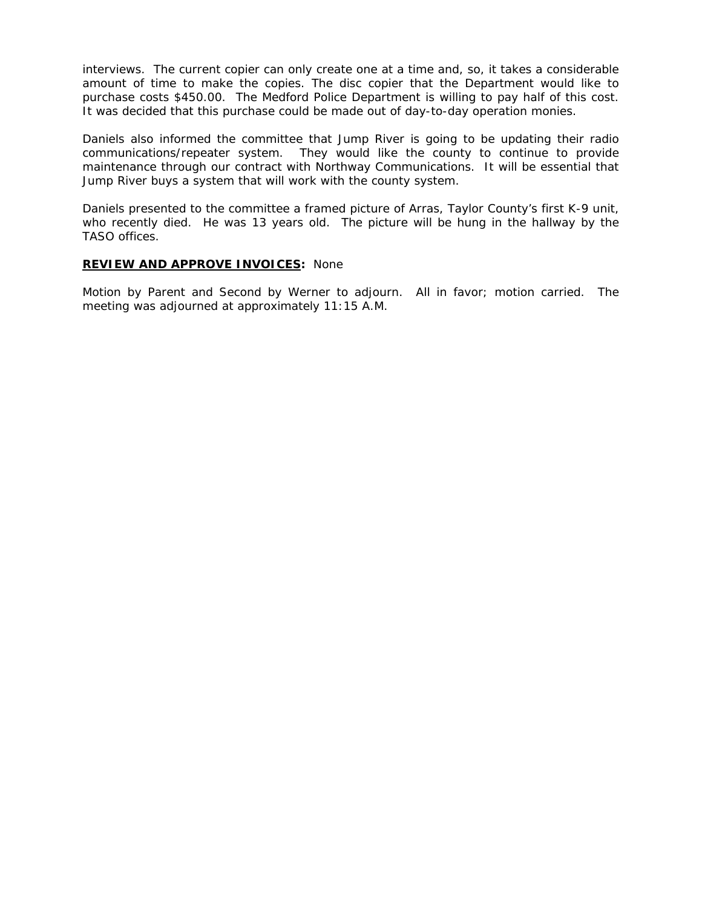interviews. The current copier can only create one at a time and, so, it takes a considerable amount of time to make the copies. The disc copier that the Department would like to purchase costs $450.00. The Medford Police Department is willing to pay half of this cost. It was decided that this purchase could be made out of day-to-day operation monies.

Daniels also informed the committee that Jump River is going to be updating their radio communications/repeater system. They would like the county to continue to provide maintenance through our contract with Northway Communications. It will be essential that Jump River buys a system that will work with the county system.

Daniels presented to the committee a framed picture of Arras, Taylor County's first K-9 unit, who recently died. He was 13 years old. The picture will be hung in the hallway by the TASO offices.

**REVIEW AND APPROVE INVOICES:** None

Motion by Parent and Second by Werner to adjourn. All in favor; motion carried. The meeting was adjourned at approximately 11:15 A.M.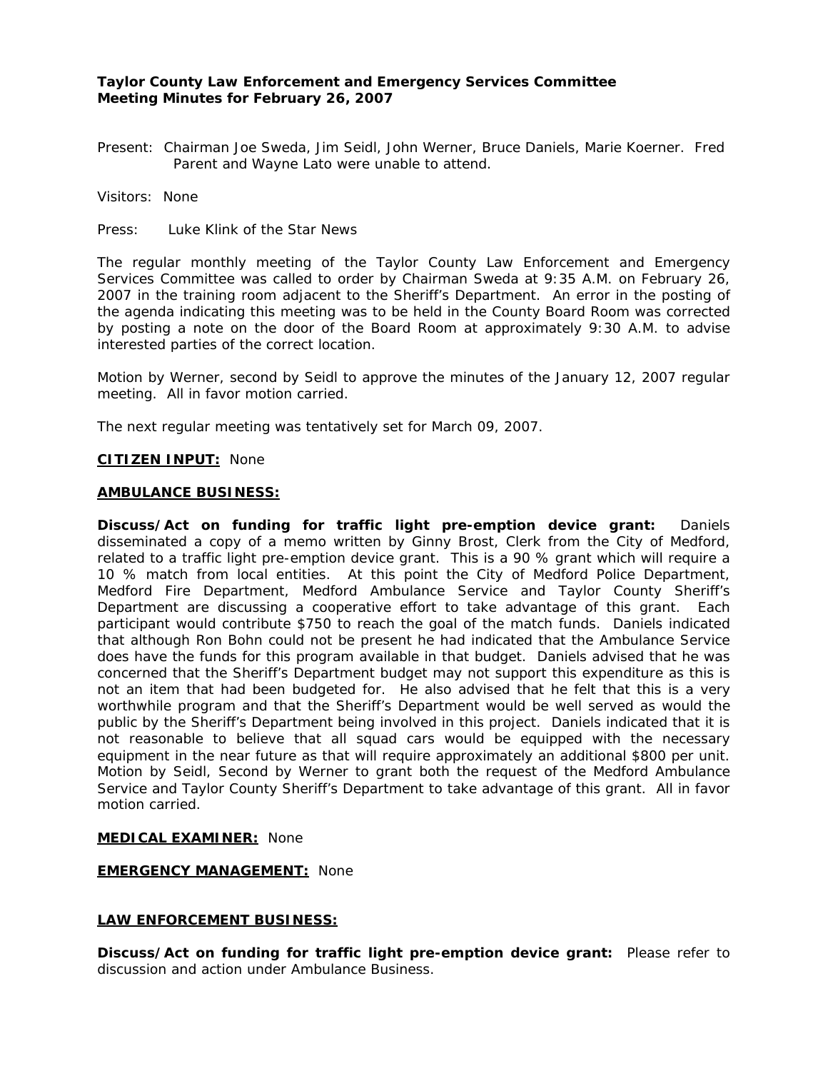**Taylor County Law Enforcement and Emergency Services Committee**
**Meeting Minutes for February 26, 2007**

Present: Chairman Joe Sweda, Jim Seidl, John Werner, Bruce Daniels, Marie Koerner. Fred Parent and Wayne Lato were unable to attend.

Visitors: None

Press: Luke Klink of the Star News

The regular monthly meeting of the Taylor County Law Enforcement and Emergency Services Committee was called to order by Chairman Sweda at 9:35 A.M. on February 26, 2007 in the training room adjacent to the Sheriff's Department. An error in the posting of the agenda indicating this meeting was to be held in the County Board Room was corrected by posting a note on the door of the Board Room at approximately 9:30 A.M. to advise interested parties of the correct location.

Motion by Werner, second by Seidl to approve the minutes of the January 12, 2007 regular meeting. All in favor motion carried.

The next regular meeting was tentatively set for March 09, 2007.

**CITIZEN INPUT:** None

**AMBULANCE BUSINESS:**

**Discuss/Act on funding for traffic light pre-emption device grant:** Daniels disseminated a copy of a memo written by Ginny Brost, Clerk from the City of Medford, related to a traffic light pre-emption device grant. This is a 90 % grant which will require a 10 % match from local entities. At this point the City of Medford Police Department, Medford Fire Department, Medford Ambulance Service and Taylor County Sheriff's Department are discussing a cooperative effort to take advantage of this grant. Each participant would contribute $750 to reach the goal of the match funds. Daniels indicated that although Ron Bohn could not be present he had indicated that the Ambulance Service does have the funds for this program available in that budget. Daniels advised that he was concerned that the Sheriff's Department budget may not support this expenditure as this is not an item that had been budgeted for. He also advised that he felt that this is a very worthwhile program and that the Sheriff's Department would be well served as would the public by the Sheriff's Department being involved in this project. Daniels indicated that it is not reasonable to believe that all squad cars would be equipped with the necessary equipment in the near future as that will require approximately an additional $800 per unit. Motion by Seidl, Second by Werner to grant both the request of the Medford Ambulance Service and Taylor County Sheriff's Department to take advantage of this grant. All in favor motion carried.

**MEDICAL EXAMINER:** None

**EMERGENCY MANAGEMENT:** None

**LAW ENFORCEMENT BUSINESS:**

**Discuss/Act on funding for traffic light pre-emption device grant:** Please refer to discussion and action under Ambulance Business.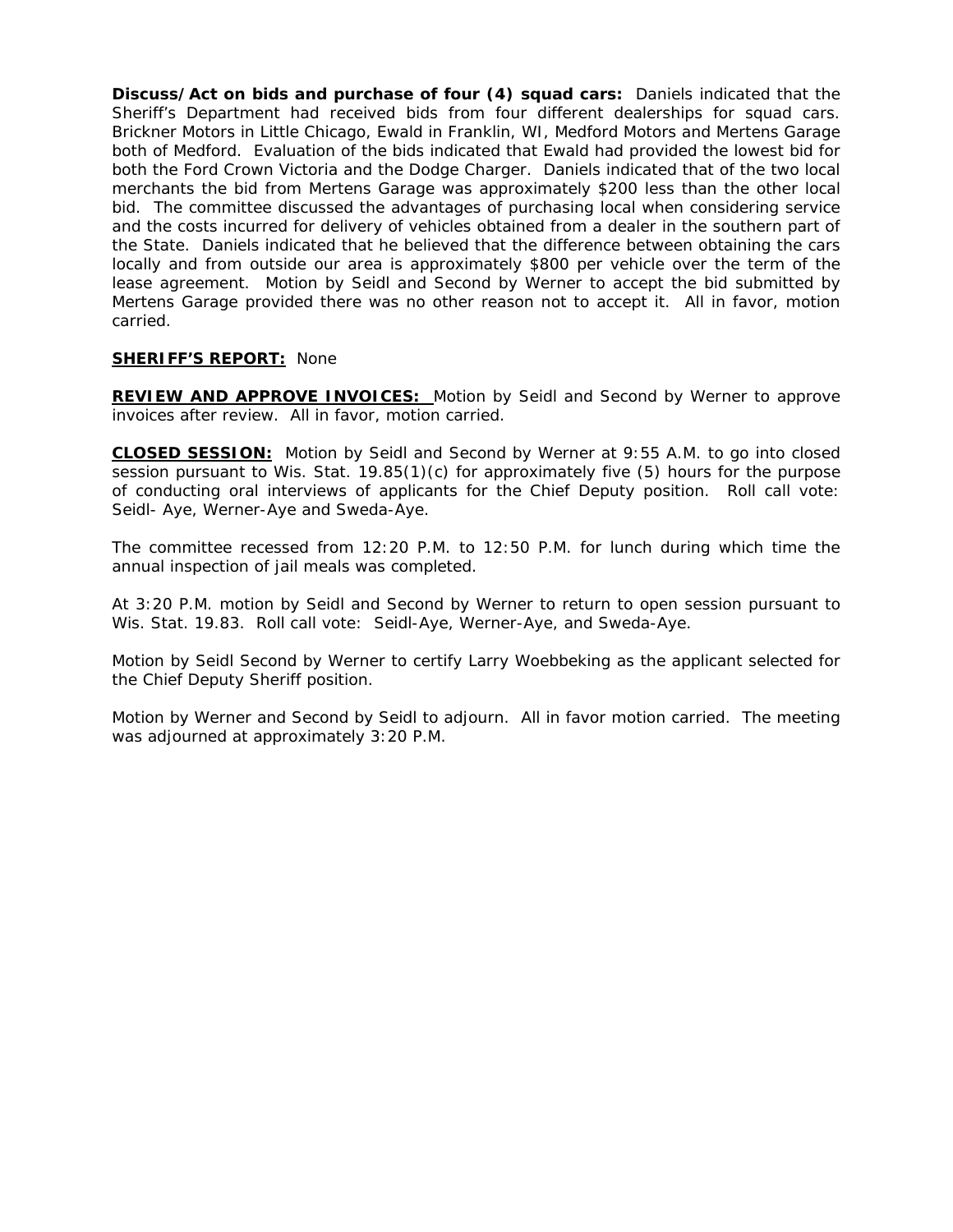**Discuss/Act on bids and purchase of four (4) squad cars:** Daniels indicated that the Sheriff's Department had received bids from four different dealerships for squad cars. Brickner Motors in Little Chicago, Ewald in Franklin, WI, Medford Motors and Mertens Garage both of Medford. Evaluation of the bids indicated that Ewald had provided the lowest bid for both the Ford Crown Victoria and the Dodge Charger. Daniels indicated that of the two local merchants the bid from Mertens Garage was approximately $200 less than the other local bid. The committee discussed the advantages of purchasing local when considering service and the costs incurred for delivery of vehicles obtained from a dealer in the southern part of the State. Daniels indicated that he believed that the difference between obtaining the cars locally and from outside our area is approximately $800 per vehicle over the term of the lease agreement. Motion by Seidl and Second by Werner to accept the bid submitted by Mertens Garage provided there was no other reason not to accept it. All in favor, motion carried.

**SHERIFF'S REPORT:** None

**REVIEW AND APPROVE INVOICES:** Motion by Seidl and Second by Werner to approve invoices after review. All in favor, motion carried.

**CLOSED SESSION:** Motion by Seidl and Second by Werner at 9:55 A.M. to go into closed session pursuant to Wis. Stat. 19.85(1)(c) for approximately five (5) hours for the purpose of conducting oral interviews of applicants for the Chief Deputy position. Roll call vote: Seidl- Aye, Werner-Aye and Sweda-Aye.

The committee recessed from 12:20 P.M. to 12:50 P.M. for lunch during which time the annual inspection of jail meals was completed.

At 3:20 P.M. motion by Seidl and Second by Werner to return to open session pursuant to Wis. Stat. 19.83. Roll call vote: Seidl-Aye, Werner-Aye, and Sweda-Aye.

Motion by Seidl Second by Werner to certify Larry Woebbeking as the applicant selected for the Chief Deputy Sheriff position.

Motion by Werner and Second by Seidl to adjourn. All in favor motion carried. The meeting was adjourned at approximately 3:20 P.M.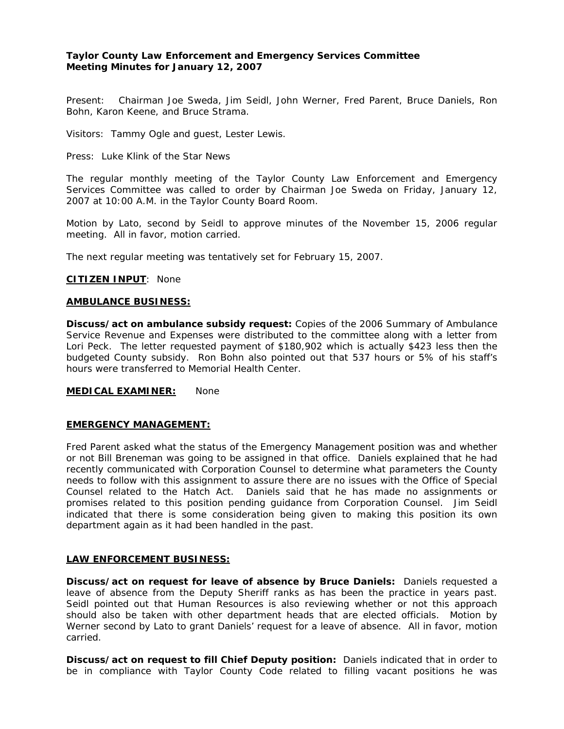**Taylor County Law Enforcement and Emergency Services Committee**
**Meeting Minutes for January 12, 2007**

Present: Chairman Joe Sweda, Jim Seidl, John Werner, Fred Parent, Bruce Daniels, Ron Bohn, Karon Keene, and Bruce Strama.

Visitors: Tammy Ogle and guest, Lester Lewis.

Press: Luke Klink of the Star News

The regular monthly meeting of the Taylor County Law Enforcement and Emergency Services Committee was called to order by Chairman Joe Sweda on Friday, January 12, 2007 at 10:00 A.M. in the Taylor County Board Room.

Motion by Lato, second by Seidl to approve minutes of the November 15, 2006 regular meeting. All in favor, motion carried.

The next regular meeting was tentatively set for February 15, 2007.

**CITIZEN INPUT**: None

**AMBULANCE BUSINESS:**

**Discuss/act on ambulance subsidy request:** Copies of the 2006 Summary of Ambulance Service Revenue and Expenses were distributed to the committee along with a letter from Lori Peck. The letter requested payment of $180,902 which is actually $423 less then the budgeted County subsidy. Ron Bohn also pointed out that 537 hours or 5% of his staff's hours were transferred to Memorial Health Center.

**MEDICAL EXAMINER:** None

**EMERGENCY MANAGEMENT:**

Fred Parent asked what the status of the Emergency Management position was and whether or not Bill Breneman was going to be assigned in that office. Daniels explained that he had recently communicated with Corporation Counsel to determine what parameters the County needs to follow with this assignment to assure there are no issues with the Office of Special Counsel related to the Hatch Act. Daniels said that he has made no assignments or promises related to this position pending guidance from Corporation Counsel. Jim Seidl indicated that there is some consideration being given to making this position its own department again as it had been handled in the past.

**LAW ENFORCEMENT BUSINESS:**

**Discuss/act on request for leave of absence by Bruce Daniels:** Daniels requested a leave of absence from the Deputy Sheriff ranks as has been the practice in years past. Seidl pointed out that Human Resources is also reviewing whether or not this approach should also be taken with other department heads that are elected officials. Motion by Werner second by Lato to grant Daniels' request for a leave of absence. All in favor, motion carried.

**Discuss/act on request to fill Chief Deputy position:** Daniels indicated that in order to be in compliance with Taylor County Code related to filling vacant positions he was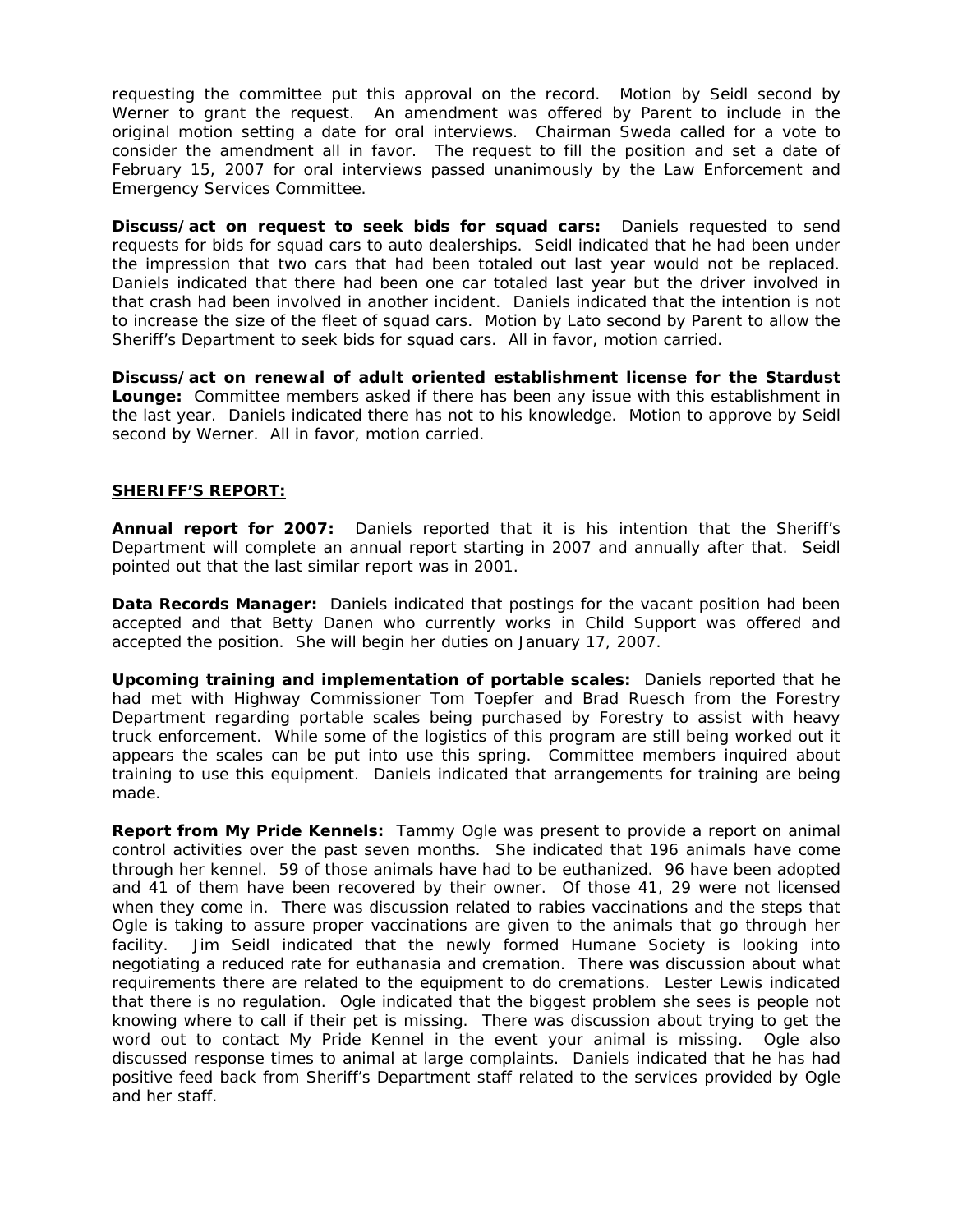requesting the committee put this approval on the record. Motion by Seidl second by Werner to grant the request. An amendment was offered by Parent to include in the original motion setting a date for oral interviews. Chairman Sweda called for a vote to consider the amendment all in favor. The request to fill the position and set a date of February 15, 2007 for oral interviews passed unanimously by the Law Enforcement and Emergency Services Committee.

**Discuss/act on request to seek bids for squad cars:** Daniels requested to send requests for bids for squad cars to auto dealerships. Seidl indicated that he had been under the impression that two cars that had been totaled out last year would not be replaced. Daniels indicated that there had been one car totaled last year but the driver involved in that crash had been involved in another incident. Daniels indicated that the intention is not to increase the size of the fleet of squad cars. Motion by Lato second by Parent to allow the Sheriff's Department to seek bids for squad cars. All in favor, motion carried.

**Discuss/act on renewal of adult oriented establishment license for the Stardust Lounge:** Committee members asked if there has been any issue with this establishment in the last year. Daniels indicated there has not to his knowledge. Motion to approve by Seidl second by Werner. All in favor, motion carried.

## SHERIFF'S REPORT:

**Annual report for 2007:** Daniels reported that it is his intention that the Sheriff's Department will complete an annual report starting in 2007 and annually after that. Seidl pointed out that the last similar report was in 2001.

**Data Records Manager:** Daniels indicated that postings for the vacant position had been accepted and that Betty Danen who currently works in Child Support was offered and accepted the position. She will begin her duties on January 17, 2007.

**Upcoming training and implementation of portable scales:** Daniels reported that he had met with Highway Commissioner Tom Toepfer and Brad Ruesch from the Forestry Department regarding portable scales being purchased by Forestry to assist with heavy truck enforcement. While some of the logistics of this program are still being worked out it appears the scales can be put into use this spring. Committee members inquired about training to use this equipment. Daniels indicated that arrangements for training are being made.

**Report from My Pride Kennels:** Tammy Ogle was present to provide a report on animal control activities over the past seven months. She indicated that 196 animals have come through her kennel. 59 of those animals have had to be euthanized. 96 have been adopted and 41 of them have been recovered by their owner. Of those 41, 29 were not licensed when they come in. There was discussion related to rabies vaccinations and the steps that Ogle is taking to assure proper vaccinations are given to the animals that go through her facility. Jim Seidl indicated that the newly formed Humane Society is looking into negotiating a reduced rate for euthanasia and cremation. There was discussion about what requirements there are related to the equipment to do cremations. Lester Lewis indicated that there is no regulation. Ogle indicated that the biggest problem she sees is people not knowing where to call if their pet is missing. There was discussion about trying to get the word out to contact My Pride Kennel in the event your animal is missing. Ogle also discussed response times to animal at large complaints. Daniels indicated that he has had positive feed back from Sheriff's Department staff related to the services provided by Ogle and her staff.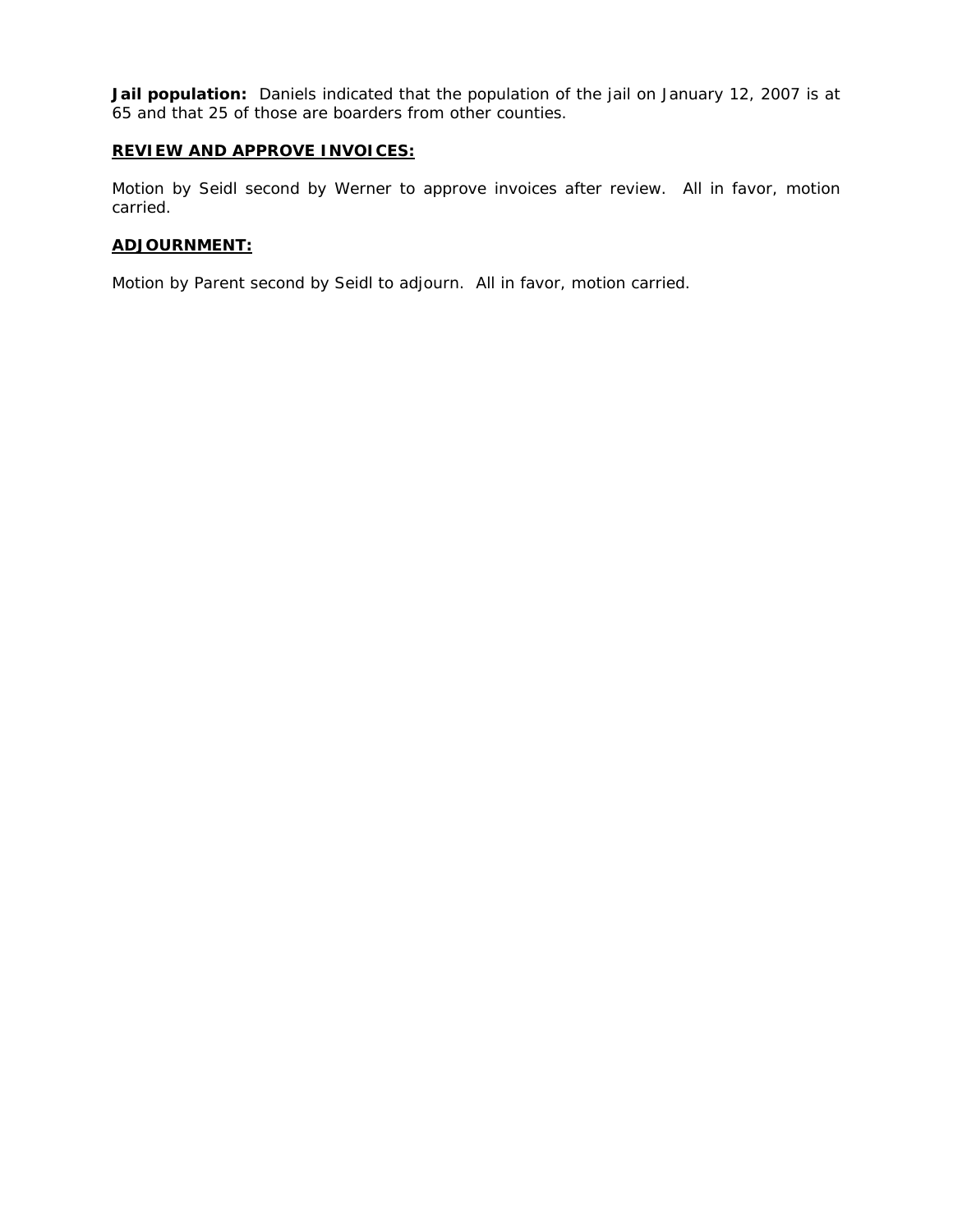**Jail population:** Daniels indicated that the population of the jail on January 12, 2007 is at 65 and that 25 of those are boarders from other counties.

**REVIEW AND APPROVE INVOICES:**

Motion by Seidl second by Werner to approve invoices after review. All in favor, motion carried.

**ADJOURNMENT:**

Motion by Parent second by Seidl to adjourn. All in favor, motion carried.